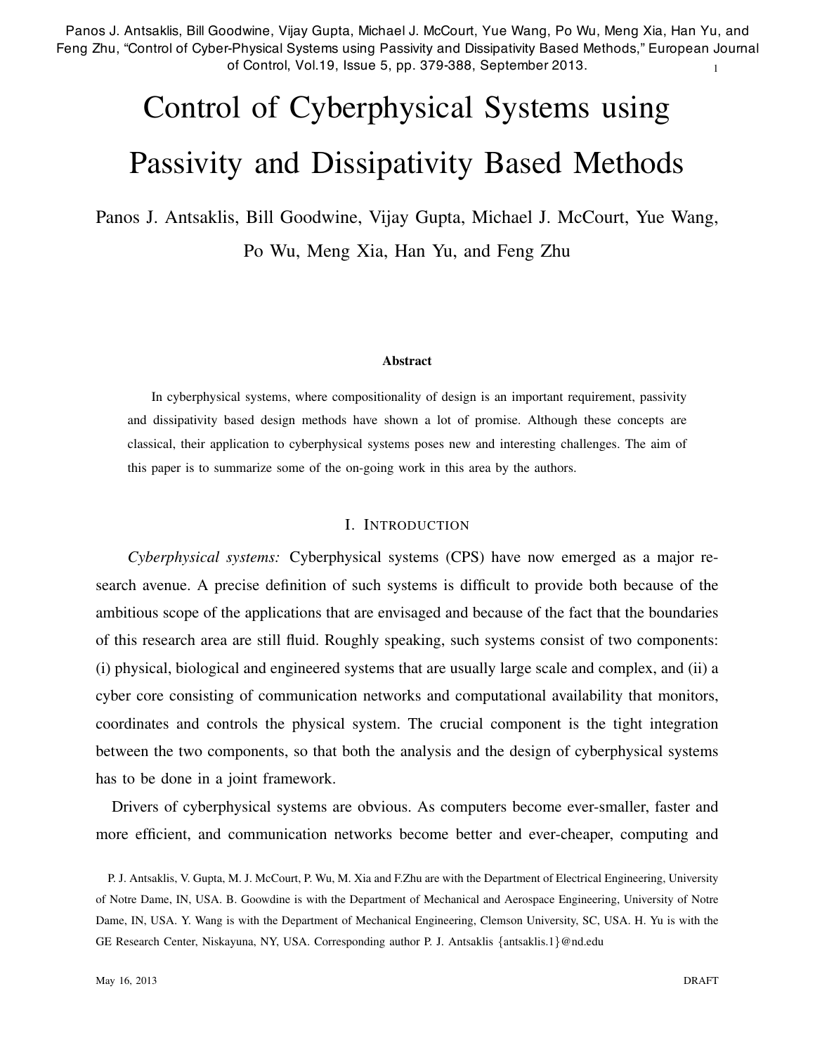Panos J. Antsaklis, Bill Goodwine, Vijay Gupta, Michael J. McCourt, Yue Wang, Po Wu, Meng Xia, Han Yu, and Feng Zhu, "Control of Cyber-Physical Systems using Passivity and Dissipativity Based Methods," European Journal of Control, Vol.19, Issue 5, pp. 379-388, September 2013.

# Control of Cyberphysical Systems using Passivity and Dissipativity Based Methods

Panos J. Antsaklis, Bill Goodwine, Vijay Gupta, Michael J. McCourt, Yue Wang, Po Wu, Meng Xia, Han Yu, and Feng Zhu

### Abstract

In cyberphysical systems, where compositionality of design is an important requirement, passivity and dissipativity based design methods have shown a lot of promise. Although these concepts are classical, their application to cyberphysical systems poses new and interesting challenges. The aim of this paper is to summarize some of the on-going work in this area by the authors.

## I. Introduction

*Cyberphysical systems:* Cyberphysical systems (CPS) have now emerged as a major research avenue. A precise definition of such systems is difficult to provide both because of the ambitious scope of the applications that are envisaged and because of the fact that the boundaries of this research area are still fluid. Roughly speaking, such systems consist of two components: (i) physical, biological and engineered systems that are usually large scale and complex, and (ii) a cyber core consisting of communication networks and computational availability that monitors, coordinates and controls the physical system. The crucial component is the tight integration between the two components, so that both the analysis and the design of cyberphysical systems has to be done in a joint framework.

Drivers of cyberphysical systems are obvious. As computers become ever-smaller, faster and more efficient, and communication networks become better and ever-cheaper, computing and

P. J. Antsaklis, V. Gupta, M. J. McCourt, P. Wu, M. Xia and F.Zhu are with the Department of Electrical Engineering, University of Notre Dame, IN, USA. B. Goowdine is with the Department of Mechanical and Aerospace Engineering, University of Notre Dame, IN, USA. Y. Wang is with the Department of Mechanical Engineering, Clemson University, SC, USA. H. Yu is with the GE Research Center, Niskayuna, NY, USA. Corresponding author P. J. Antsaklis {antsaklis.1}@nd.edu

May 16, 2013 DRAFT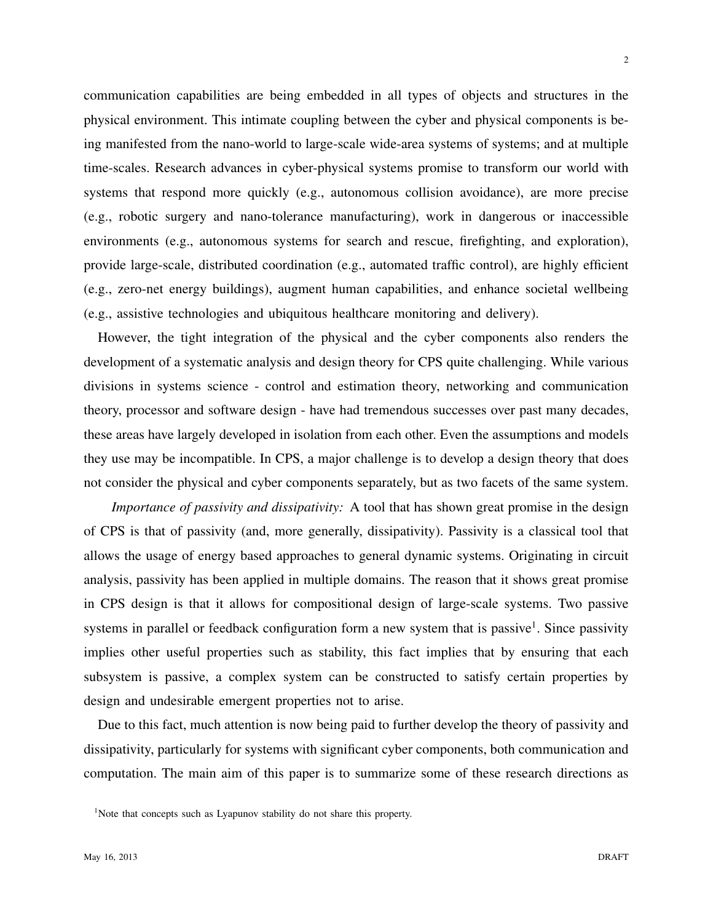communication capabilities are being embedded in all types of objects and structures in the physical environment. This intimate coupling between the cyber and physical components is being manifested from the nano-world to large-scale wide-area systems of systems; and at multiple time-scales. Research advances in cyber-physical systems promise to transform our world with systems that respond more quickly (e.g., autonomous collision avoidance), are more precise (e.g., robotic surgery and nano-tolerance manufacturing), work in dangerous or inaccessible environments (e.g., autonomous systems for search and rescue, firefighting, and exploration), provide large-scale, distributed coordination (e.g., automated traffic control), are highly efficient (e.g., zero-net energy buildings), augment human capabilities, and enhance societal wellbeing (e.g., assistive technologies and ubiquitous healthcare monitoring and delivery).

However, the tight integration of the physical and the cyber components also renders the development of a systematic analysis and design theory for CPS quite challenging. While various divisions in systems science - control and estimation theory, networking and communication theory, processor and software design - have had tremendous successes over past many decades, these areas have largely developed in isolation from each other. Even the assumptions and models they use may be incompatible. In CPS, a major challenge is to develop a design theory that does not consider the physical and cyber components separately, but as two facets of the same system.

*Importance of passivity and dissipativity:* A tool that has shown great promise in the design of CPS is that of passivity (and, more generally, dissipativity). Passivity is a classical tool that allows the usage of energy based approaches to general dynamic systems. Originating in circuit analysis, passivity has been applied in multiple domains. The reason that it shows great promise in CPS design is that it allows for compositional design of large-scale systems. Two passive systems in parallel or feedback configuration form a new system that is passive[1]. Since passivity implies other useful properties such as stability, this fact implies that by ensuring that each subsystem is passive, a complex system can be constructed to satisfy certain properties by design and undesirable emergent properties not to arise.

Due to this fact, much attention is now being paid to further develop the theory of passivity and dissipativity, particularly for systems with significant cyber components, both communication and computation. The main aim of this paper is to summarize some of these research directions as

[1]Note that concepts such as Lyapunov stability do not share this property.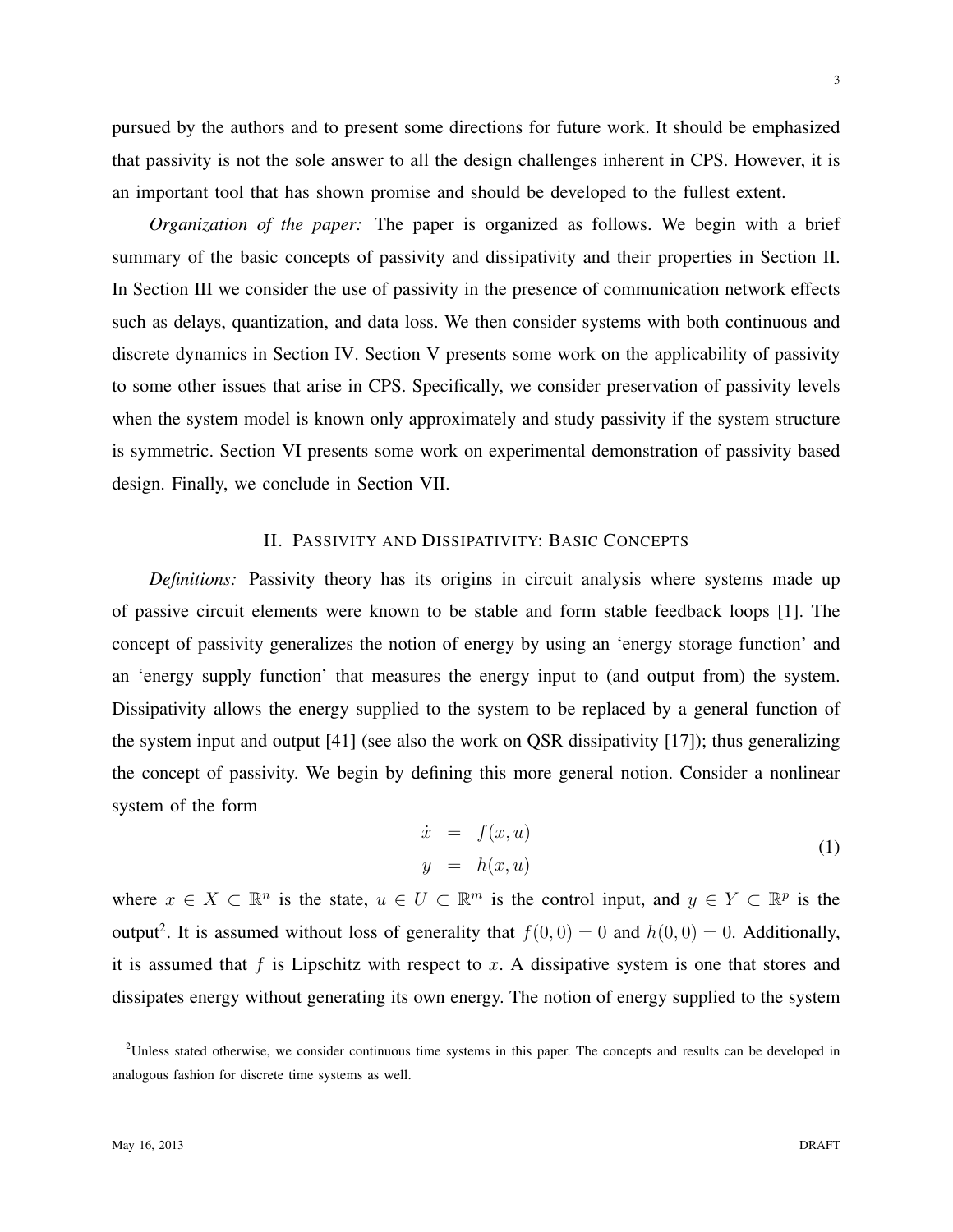pursued by the authors and to present some directions for future work. It should be emphasized that passivity is not the sole answer to all the design challenges inherent in CPS. However, it is an important tool that has shown promise and should be developed to the fullest extent.

*Organization of the paper:* The paper is organized as follows. We begin with a brief summary of the basic concepts of passivity and dissipativity and their properties in Section II. In Section III we consider the use of passivity in the presence of communication network effects such as delays, quantization, and data loss. We then consider systems with both continuous and discrete dynamics in Section IV. Section V presents some work on the applicability of passivity to some other issues that arise in CPS. Specifically, we consider preservation of passivity levels when the system model is known only approximately and study passivity if the system structure is symmetric. Section VI presents some work on experimental demonstration of passivity based design. Finally, we conclude in Section VII.

## II. Passivity and Dissipativity: Basic Concepts

*Definitions:* Passivity theory has its origins in circuit analysis where systems made up of passive circuit elements were known to be stable and form stable feedback loops [1]. The concept of passivity generalizes the notion of energy by using an 'energy storage function' and an 'energy supply function' that measures the energy input to (and output from) the system. Dissipativity allows the energy supplied to the system to be replaced by a general function of the system input and output [41] (see also the work on QSR dissipativity [17]); thus generalizing the concept of passivity. We begin by defining this more general notion. Consider a nonlinear system of the form

$$
\begin{aligned}
\dot{x} &= f(x,u) \\
y &= h(x,u)
\end{aligned}
\tag{1}
$$

where $x \in X \subset \mathbb{R}^n$ is the state, $u \in U \subset \mathbb{R}^m$ is the control input, and $y \in Y \subset \mathbb{R}^p$ is the output[2]. It is assumed without loss of generality that $f(0,0) = 0$ and $h(0,0) = 0$. Additionally, it is assumed that $f$ is Lipschitz with respect to $x$. A dissipative system is one that stores and dissipates energy without generating its own energy. The notion of energy supplied to the system

[2]Unless stated otherwise, we consider continuous time systems in this paper. The concepts and results can be developed in analogous fashion for discrete time systems as well.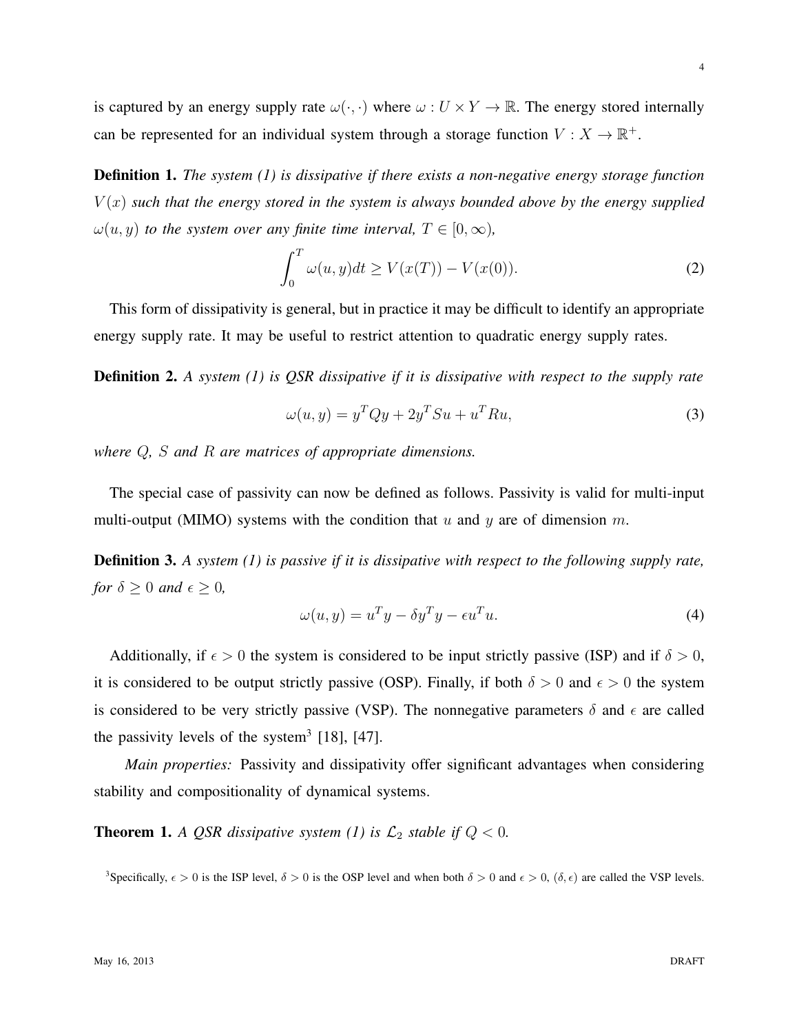is captured by an energy supply rate $\omega(\cdot,\cdot)$ where $\omega : U \times Y \to \mathbb{R}$. The energy stored internally can be represented for an individual system through a storage function $V : X \to \mathbb{R}^+$.

**Definition 1.** *The system (1) is dissipative if there exists a non-negative energy storage function $V(x)$ such that the energy stored in the system is always bounded above by the energy supplied $\omega(u, y)$ to the system over any finite time interval, $T \in [0, \infty)$,*

$$\int_0^T \omega(u, y)dt \geq V(x(T)) - V(x(0)). \tag{2}$$

This form of dissipativity is general, but in practice it may be difficult to identify an appropriate energy supply rate. It may be useful to restrict attention to quadratic energy supply rates.

**Definition 2.** *A system (1) is QSR dissipative if it is dissipative with respect to the supply rate*

$$\omega(u, y) = y^T Q y + 2y^T S u + u^T R u, \tag{3}$$

*where $Q$, $S$ and $R$ are matrices of appropriate dimensions.*

The special case of passivity can now be defined as follows. Passivity is valid for multi-input multi-output (MIMO) systems with the condition that $u$ and $y$ are of dimension $m$.

**Definition 3.** *A system (1) is passive if it is dissipative with respect to the following supply rate, for $\delta \geq 0$ and $\epsilon \geq 0$,*

$$\omega(u, y) = u^T y - \delta y^T y - \epsilon u^T u. \tag{4}$$

Additionally, if $\epsilon > 0$ the system is considered to be input strictly passive (ISP) and if $\delta > 0$, it is considered to be output strictly passive (OSP). Finally, if both $\delta > 0$ and $\epsilon > 0$ the system is considered to be very strictly passive (VSP). The nonnegative parameters $\delta$ and $\epsilon$ are called the passivity levels of the system[3] [18], [47].

*Main properties:* Passivity and dissipativity offer significant advantages when considering stability and compositionality of dynamical systems.

**Theorem 1.** *A QSR dissipative system (1) is $\mathcal{L}_2$ stable if $Q < 0$.*

[3]Specifically, $\epsilon > 0$ is the ISP level, $\delta > 0$ is the OSP level and when both $\delta > 0$ and $\epsilon > 0$, $(\delta, \epsilon)$ are called the VSP levels.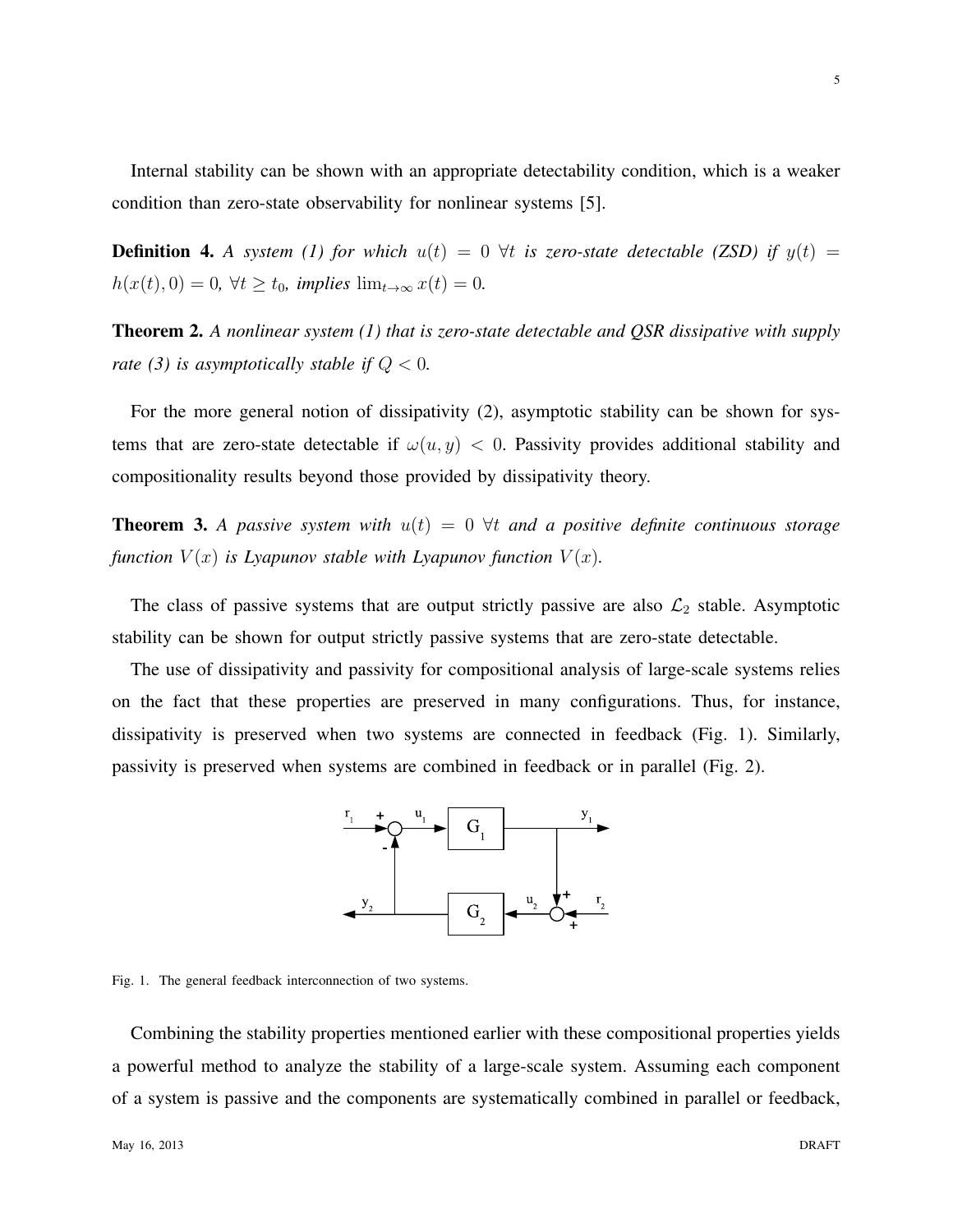Internal stability can be shown with an appropriate detectability condition, which is a weaker condition than zero-state observability for nonlinear systems [5].

**Definition 4.** *A system (1) for which $u(t) = 0$ $\forall t$ is zero-state detectable (ZSD) if $y(t) = h(x(t), 0) = 0$, $\forall t \geq t_0$, implies $\lim_{t\to\infty} x(t) = 0$.*

**Theorem 2.** *A nonlinear system (1) that is zero-state detectable and QSR dissipative with supply rate (3) is asymptotically stable if $Q < 0$.*

For the more general notion of dissipativity (2), asymptotic stability can be shown for systems that are zero-state detectable if $\omega(u, y) < 0$. Passivity provides additional stability and compositionality results beyond those provided by dissipativity theory.

**Theorem 3.** *A passive system with $u(t) = 0$ $\forall t$ and a positive definite continuous storage function $V(x)$ is Lyapunov stable with Lyapunov function $V(x)$.*

The class of passive systems that are output strictly passive are also $\mathcal{L}_2$ stable. Asymptotic stability can be shown for output strictly passive systems that are zero-state detectable.

The use of dissipativity and passivity for compositional analysis of large-scale systems relies on the fact that these properties are preserved in many configurations. Thus, for instance, dissipativity is preserved when two systems are connected in feedback (Fig. 1). Similarly, passivity is preserved when systems are combined in feedback or in parallel (Fig. 2).

$r_1$ + $u_1$ $G_1$ $y_1$
-
$y_2$ $G_2$ $u_2$ + $r_2$
+

Fig. 1. The general feedback interconnection of two systems.

Combining the stability properties mentioned earlier with these compositional properties yields a powerful method to analyze the stability of a large-scale system. Assuming each component of a system is passive and the components are systematically combined in parallel or feedback,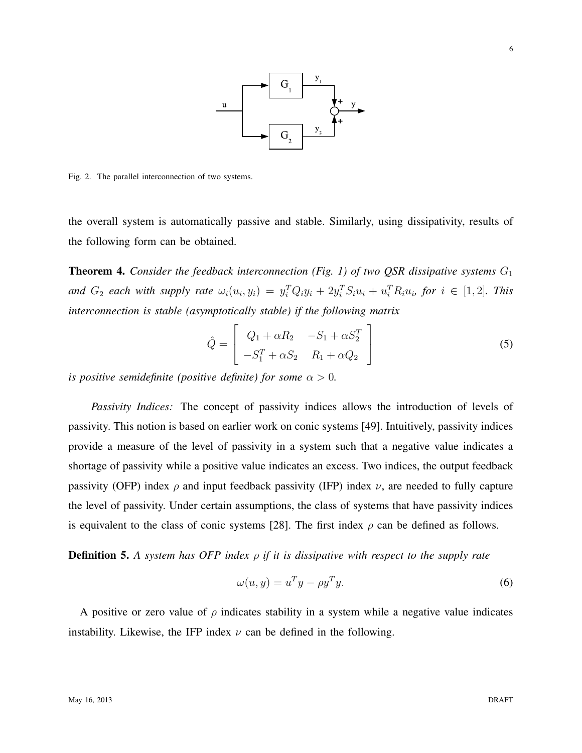u

G1

G2

y1

y2

y

+

+

Fig. 2. The parallel interconnection of two systems.

the overall system is automatically passive and stable. Similarly, using dissipativity, results of the following form can be obtained.

**Theorem 4.** *Consider the feedback interconnection (Fig. 1) of two QSR dissipative systems $G_1$ and $G_2$ each with supply rate $\omega_i(u_i, y_i) = y_i^T Q_i y_i + 2y_i^T S_i u_i + u_i^T R_i u_i$, for $i \in [1, 2]$. This interconnection is stable (asymptotically stable) if the following matrix*

$$\hat{Q} = \begin{bmatrix} Q_1 + \alpha R_2 & -S_1 + \alpha S_2^T \\ -S_1^T + \alpha S_2 & R_1 + \alpha Q_2 \end{bmatrix} \tag{5}$$

*is positive semidefinite (positive definite) for some $\alpha > 0$.*

*Passivity Indices:* The concept of passivity indices allows the introduction of levels of passivity. This notion is based on earlier work on conic systems [49]. Intuitively, passivity indices provide a measure of the level of passivity in a system such that a negative value indicates a shortage of passivity while a positive value indicates an excess. Two indices, the output feedback passivity (OFP) index $\rho$ and input feedback passivity (IFP) index $\nu$, are needed to fully capture the level of passivity. Under certain assumptions, the class of systems that have passivity indices is equivalent to the class of conic systems [28]. The first index $\rho$ can be defined as follows.

**Definition 5.** *A system has OFP index $\rho$ if it is dissipative with respect to the supply rate*

$$\omega(u, y) = u^T y - \rho y^T y. \tag{6}$$

A positive or zero value of $\rho$ indicates stability in a system while a negative value indicates instability. Likewise, the IFP index $\nu$ can be defined in the following.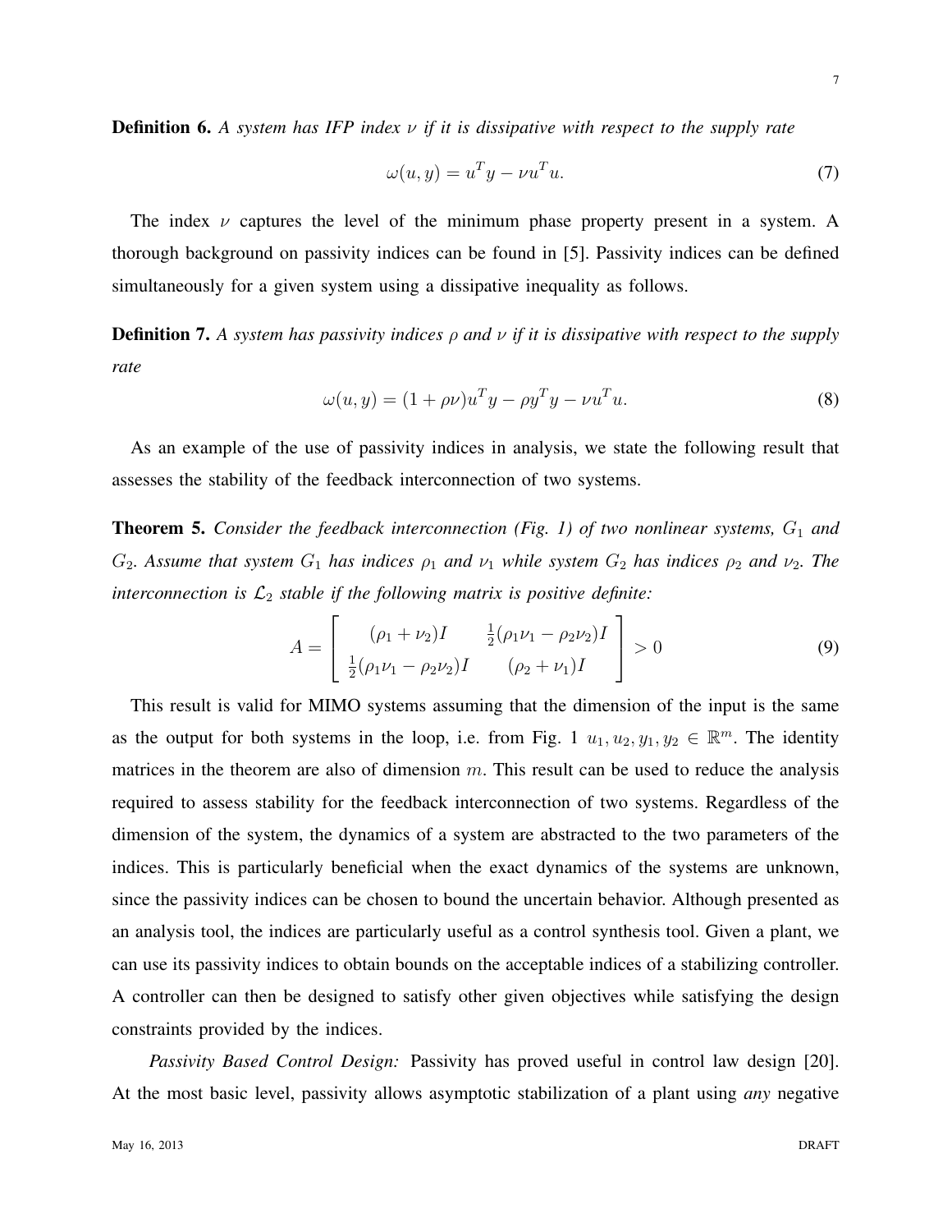**Definition 6.** *A system has IFP index $\nu$ if it is dissipative with respect to the supply rate*

$$\omega(u, y) = u^T y - \nu u^T u. \tag{7}$$

The index $\nu$ captures the level of the minimum phase property present in a system. A thorough background on passivity indices can be found in [5]. Passivity indices can be defined simultaneously for a given system using a dissipative inequality as follows.

**Definition 7.** *A system has passivity indices $\rho$ and $\nu$ if it is dissipative with respect to the supply rate*

$$\omega(u, y) = (1 + \rho\nu) u^T y - \rho y^T y - \nu u^T u. \tag{8}$$

As an example of the use of passivity indices in analysis, we state the following result that assesses the stability of the feedback interconnection of two systems.

**Theorem 5.** *Consider the feedback interconnection (Fig. 1) of two nonlinear systems, $G_1$ and $G_2$. Assume that system $G_1$ has indices $\rho_1$ and $\nu_1$ while system $G_2$ has indices $\rho_2$ and $\nu_2$. The interconnection is $\mathcal{L}_2$ stable if the following matrix is positive definite:*

$$A = \begin{bmatrix} (\rho_1 + \nu_2)I & \frac{1}{2}(\rho_1\nu_1 - \rho_2\nu_2)I \\ \frac{1}{2}(\rho_1\nu_1 - \rho_2\nu_2)I & (\rho_2 + \nu_1)I \end{bmatrix} > 0 \tag{9}$$

This result is valid for MIMO systems assuming that the dimension of the input is the same as the output for both systems in the loop, i.e. from Fig. 1 $u_1, u_2, y_1, y_2 \in \mathbb{R}^m$. The identity matrices in the theorem are also of dimension $m$. This result can be used to reduce the analysis required to assess stability for the feedback interconnection of two systems. Regardless of the dimension of the system, the dynamics of a system are abstracted to the two parameters of the indices. This is particularly beneficial when the exact dynamics of the systems are unknown, since the passivity indices can be chosen to bound the uncertain behavior. Although presented as an analysis tool, the indices are particularly useful as a control synthesis tool. Given a plant, we can use its passivity indices to obtain bounds on the acceptable indices of a stabilizing controller. A controller can then be designed to satisfy other given objectives while satisfying the design constraints provided by the indices.

*Passivity Based Control Design:* Passivity has proved useful in control law design [20]. At the most basic level, passivity allows asymptotic stabilization of a plant using *any* negative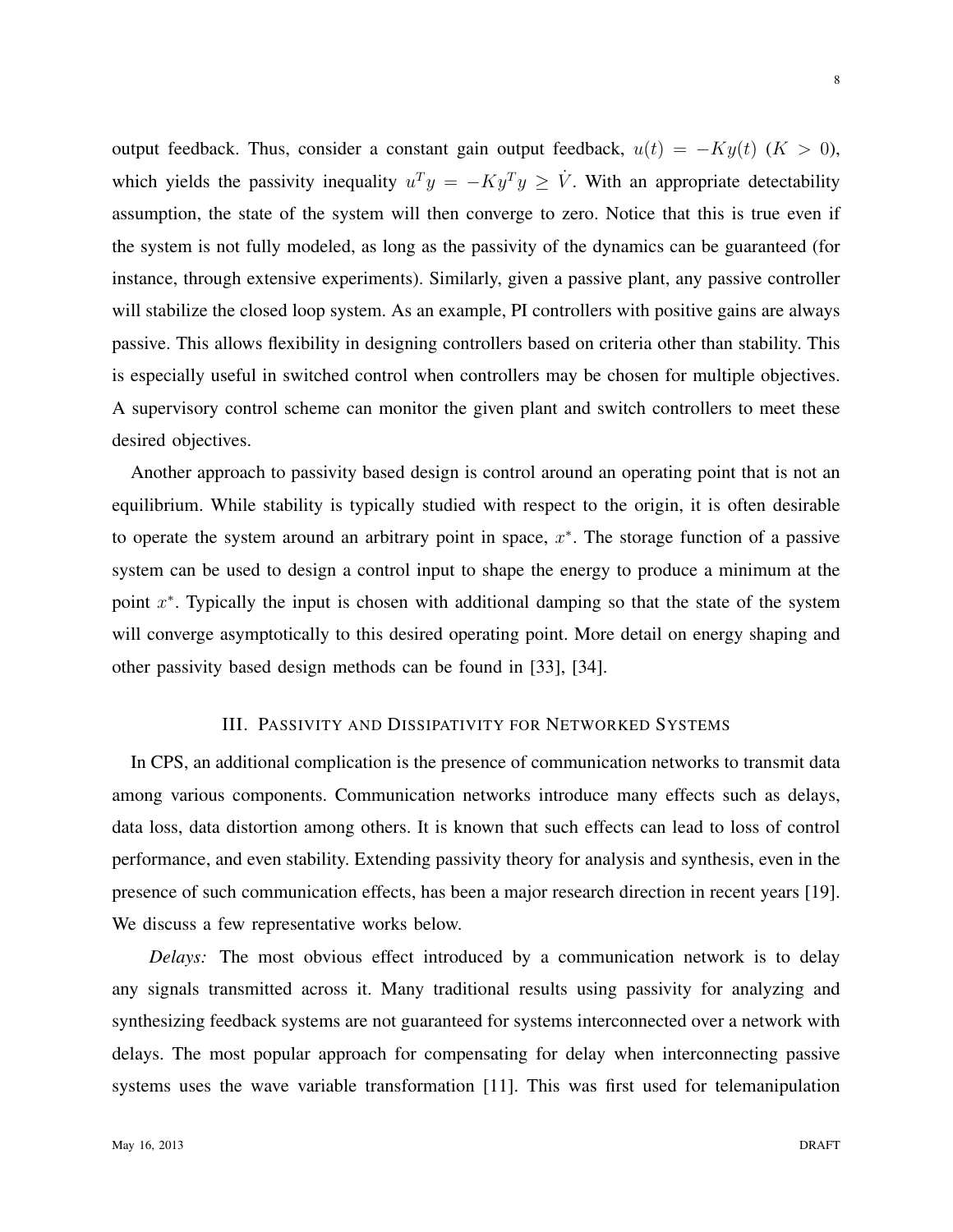output feedback. Thus, consider a constant gain output feedback, $u(t) = -Ky(t)$ ($K > 0$), which yields the passivity inequality $u^T y = -Ky^T y \geq \dot{V}$. With an appropriate detectability assumption, the state of the system will then converge to zero. Notice that this is true even if the system is not fully modeled, as long as the passivity of the dynamics can be guaranteed (for instance, through extensive experiments). Similarly, given a passive plant, any passive controller will stabilize the closed loop system. As an example, PI controllers with positive gains are always passive. This allows flexibility in designing controllers based on criteria other than stability. This is especially useful in switched control when controllers may be chosen for multiple objectives. A supervisory control scheme can monitor the given plant and switch controllers to meet these desired objectives.

Another approach to passivity based design is control around an operating point that is not an equilibrium. While stability is typically studied with respect to the origin, it is often desirable to operate the system around an arbitrary point in space, $x^*$. The storage function of a passive system can be used to design a control input to shape the energy to produce a minimum at the point $x^*$. Typically the input is chosen with additional damping so that the state of the system will converge asymptotically to this desired operating point. More detail on energy shaping and other passivity based design methods can be found in [33], [34].

## III. Passivity and Dissipativity for Networked Systems

In CPS, an additional complication is the presence of communication networks to transmit data among various components. Communication networks introduce many effects such as delays, data loss, data distortion among others. It is known that such effects can lead to loss of control performance, and even stability. Extending passivity theory for analysis and synthesis, even in the presence of such communication effects, has been a major research direction in recent years [19]. We discuss a few representative works below.

*Delays:* The most obvious effect introduced by a communication network is to delay any signals transmitted across it. Many traditional results using passivity for analyzing and synthesizing feedback systems are not guaranteed for systems interconnected over a network with delays. The most popular approach for compensating for delay when interconnecting passive systems uses the wave variable transformation [11]. This was first used for telemanipulation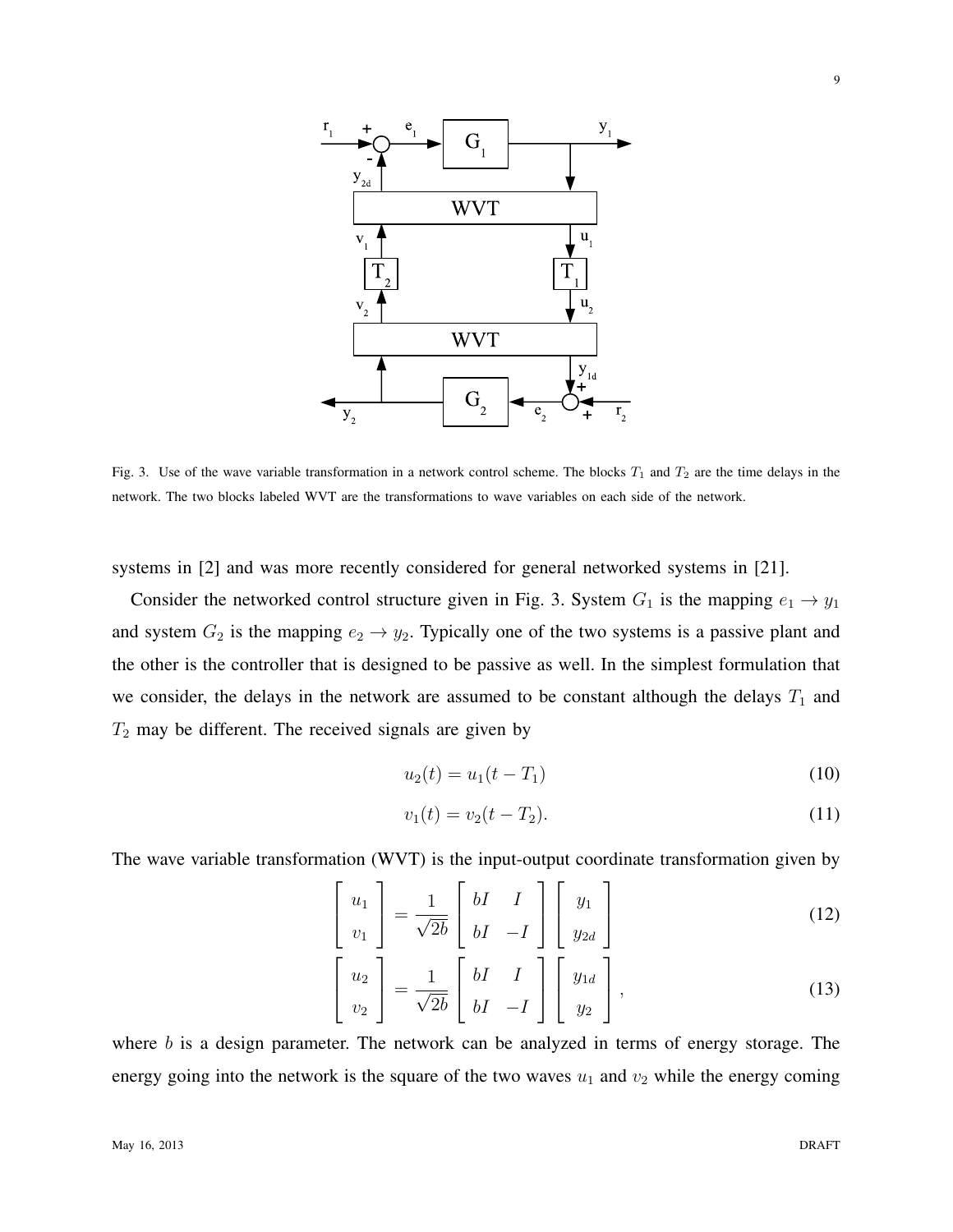r1 + e1 G1 y1

y2d WVT

v1 u1

T2 T1

v2 u2

WVT

y2 G2 e2 y1d r2

Fig. 3. Use of the wave variable transformation in a network control scheme. The blocks $T_1$ and $T_2$ are the time delays in the network. The two blocks labeled WVT are the transformations to wave variables on each side of the network.

systems in [2] and was more recently considered for general networked systems in [21].

Consider the networked control structure given in Fig. 3. System $G_1$ is the mapping $e_1 \to y_1$ and system $G_2$ is the mapping $e_2 \to y_2$. Typically one of the two systems is a passive plant and the other is the controller that is designed to be passive as well. In the simplest formulation that we consider, the delays in the network are assumed to be constant although the delays $T_1$ and $T_2$ may be different. The received signals are given by

$$u_2(t) = u_1(t - T_1) \tag{10}$$

$$v_1(t) = v_2(t - T_2). \tag{11}$$

The wave variable transformation (WVT) is the input-output coordinate transformation given by

$$\begin{bmatrix} u_1 \\ v_1 \end{bmatrix} = \frac{1}{\sqrt{2b}} \begin{bmatrix} bI & I \\ bI & -I \end{bmatrix} \begin{bmatrix} y_1 \\ y_{2d} \end{bmatrix} \tag{12}$$

$$\begin{bmatrix} u_2 \\ v_2 \end{bmatrix} = \frac{1}{\sqrt{2b}} \begin{bmatrix} bI & I \\ bI & -I \end{bmatrix} \begin{bmatrix} y_{1d} \\ y_2 \end{bmatrix}, \tag{13}$$

where $b$ is a design parameter. The network can be analyzed in terms of energy storage. The energy going into the network is the square of the two waves $u_1$ and $v_2$ while the energy coming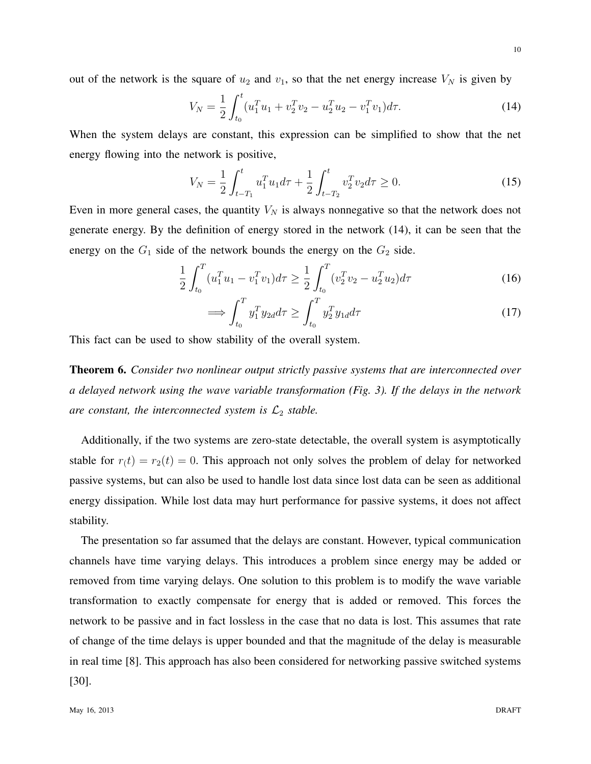out of the network is the square of $u_2$ and $v_1$, so that the net energy increase $V_N$ is given by

$$V_N = \frac{1}{2}\int_{t_0}^{t}(u_1^T u_1 + v_2^T v_2 - u_2^T u_2 - v_1^T v_1)d\tau. \tag{14}$$

When the system delays are constant, this expression can be simplified to show that the net energy flowing into the network is positive,

$$V_N = \frac{1}{2}\int_{t-T_1}^{t} u_1^T u_1 d\tau + \frac{1}{2}\int_{t-T_2}^{t} v_2^T v_2 d\tau \geq 0. \tag{15}$$

Even in more general cases, the quantity $V_N$ is always nonnegative so that the network does not generate energy. By the definition of energy stored in the network (14), it can be seen that the energy on the $G_1$ side of the network bounds the energy on the $G_2$ side.

$$\frac{1}{2}\int_{t_0}^{T}(u_1^T u_1 - v_1^T v_1)d\tau \geq \frac{1}{2}\int_{t_0}^{T}(v_2^T v_2 - u_2^T u_2)d\tau \tag{16}$$

$$\implies \int_{t_0}^{T} y_1^T y_{2d} d\tau \geq \int_{t_0}^{T} y_2^T y_{1d} d\tau \tag{17}$$

This fact can be used to show stability of the overall system.

**Theorem 6.** *Consider two nonlinear output strictly passive systems that are interconnected over a delayed network using the wave variable transformation (Fig. 3). If the delays in the network are constant, the interconnected system is $\mathcal{L}_2$ stable.*

Additionally, if the two systems are zero-state detectable, the overall system is asymptotically stable for $r_(t) = r_2(t) = 0$. This approach not only solves the problem of delay for networked passive systems, but can also be used to handle lost data since lost data can be seen as additional energy dissipation. While lost data may hurt performance for passive systems, it does not affect stability.

The presentation so far assumed that the delays are constant. However, typical communication channels have time varying delays. This introduces a problem since energy may be added or removed from time varying delays. One solution to this problem is to modify the wave variable transformation to exactly compensate for energy that is added or removed. This forces the network to be passive and in fact lossless in the case that no data is lost. This assumes that rate of change of the time delays is upper bounded and that the magnitude of the delay is measurable in real time [8]. This approach has also been considered for networking passive switched systems [30].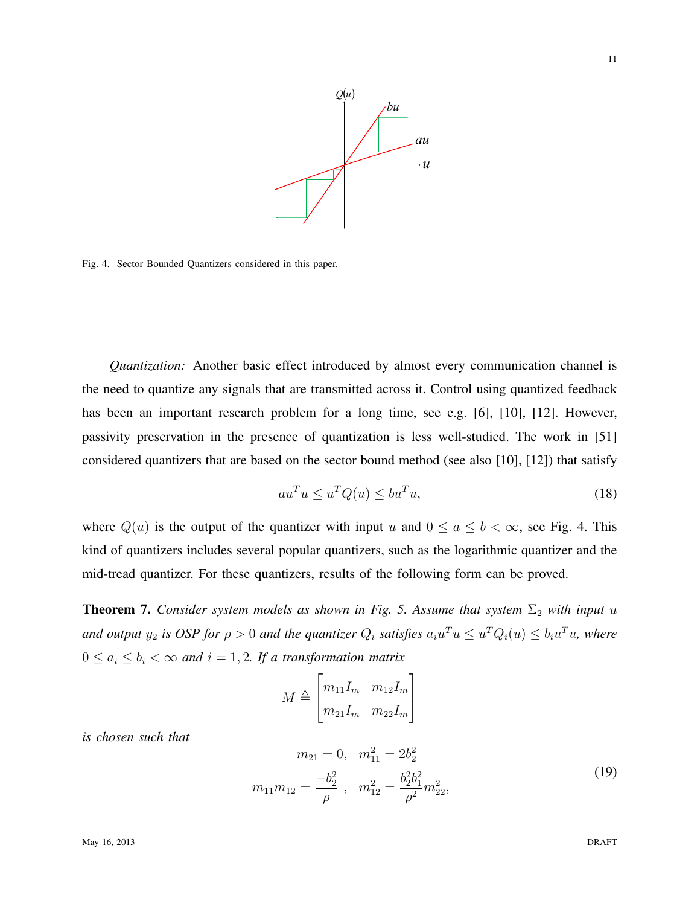Q(u)

bu

au

u

Fig. 4. Sector Bounded Quantizers considered in this paper.

*Quantization:* Another basic effect introduced by almost every communication channel is the need to quantize any signals that are transmitted across it. Control using quantized feedback has been an important research problem for a long time, see e.g. [6], [10], [12]. However, passivity preservation in the presence of quantization is less well-studied. The work in [51] considered quantizers that are based on the sector bound method (see also [10], [12]) that satisfy

$$au^T u \leq u^T Q(u) \leq bu^T u, \tag{18}$$

where $Q(u)$ is the output of the quantizer with input $u$ and $0 \leq a \leq b < \infty$, see Fig. 4. This kind of quantizers includes several popular quantizers, such as the logarithmic quantizer and the mid-tread quantizer. For these quantizers, results of the following form can be proved.

**Theorem 7.** *Consider system models as shown in Fig. 5. Assume that system $\Sigma_2$ with input $u$ and output $y_2$ is OSP for $\rho > 0$ and the quantizer $Q_i$ satisfies $a_i u^T u \leq u^T Q_i(u) \leq b_i u^T u$, where $0 \leq a_i \leq b_i < \infty$ and $i = 1, 2$. If a transformation matrix*

$$M \triangleq \begin{bmatrix} m_{11} I_m & m_{12} I_m \\ m_{21} I_m & m_{22} I_m \end{bmatrix}$$

*is chosen such that*

$$\begin{aligned} m_{21} = 0, \quad m_{11}^2 = 2b_2^2 \\ m_{11} m_{12} = \frac{-b_2^2}{\rho}, \quad m_{12}^2 = \frac{b_2^2 b_1^2}{\rho^2} m_{22}^2, \end{aligned} \tag{19}$$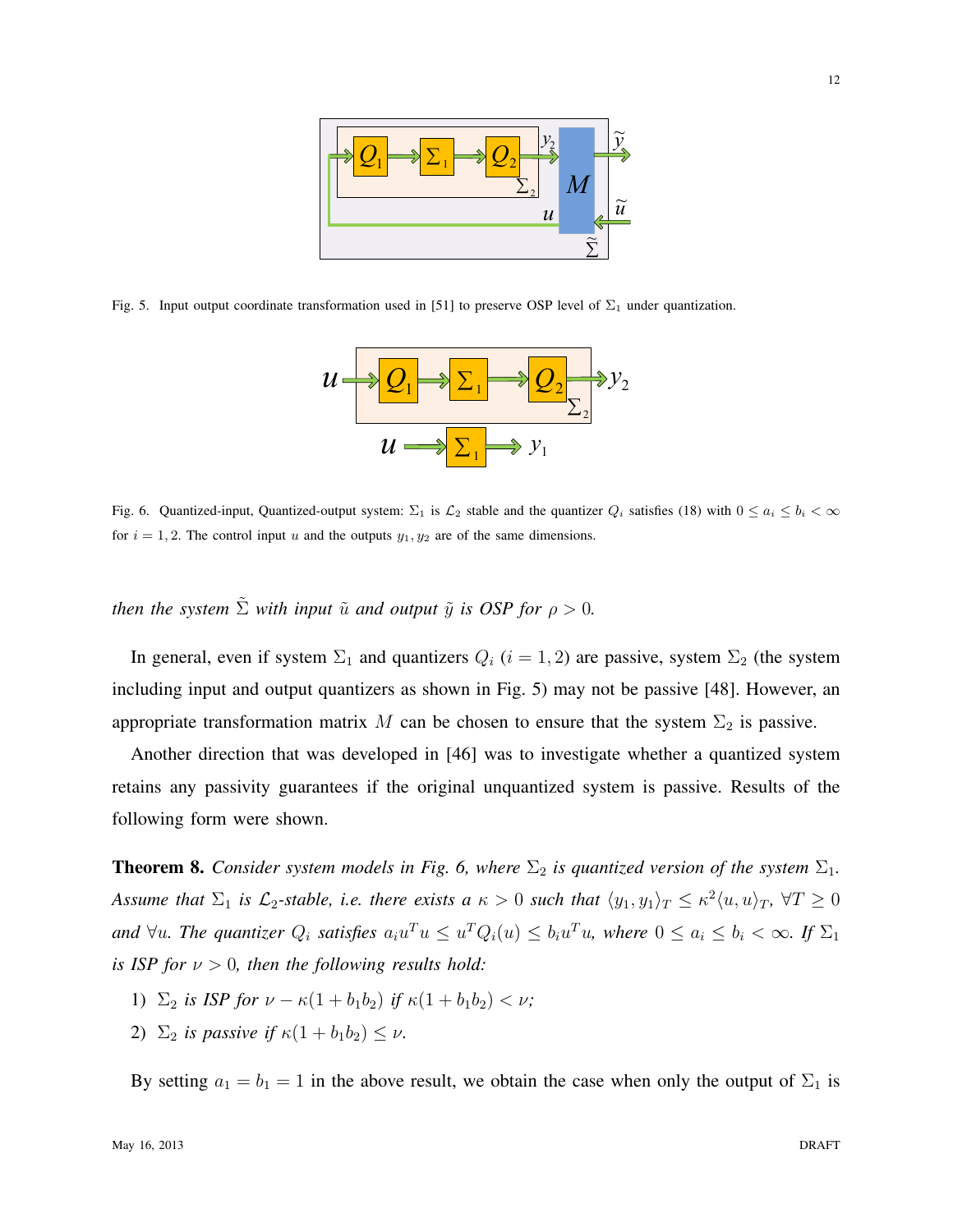Fig. 5. Input output coordinate transformation used in [51] to preserve OSP level of $\Sigma_1$ under quantization.

Fig. 6. Quantized-input, Quantized-output system: $\Sigma_1$ is $\mathcal{L}_2$ stable and the quantizer $Q_i$ satisfies (18) with $0 \leq a_i \leq b_i < \infty$ for $i = 1, 2$. The control input $u$ and the outputs $y_1, y_2$ are of the same dimensions.

*then the system $\tilde{\Sigma}$ with input $\tilde{u}$ and output $\tilde{y}$ is OSP for $\rho > 0$.*

In general, even if system $\Sigma_1$ and quantizers $Q_i$ $(i = 1, 2)$ are passive, system $\Sigma_2$ (the system including input and output quantizers as shown in Fig. 5) may not be passive [48]. However, an appropriate transformation matrix $M$ can be chosen to ensure that the system $\Sigma_2$ is passive.

Another direction that was developed in [46] was to investigate whether a quantized system retains any passivity guarantees if the original unquantized system is passive. Results of the following form were shown.

**Theorem 8.** *Consider system models in Fig. 6, where $\Sigma_2$ is quantized version of the system $\Sigma_1$. Assume that $\Sigma_1$ is $\mathcal{L}_2$-stable, i.e. there exists a $\kappa > 0$ such that $\langle y_1, y_1 \rangle_T \leq \kappa^2 \langle u, u \rangle_T$, $\forall T \geq 0$ and $\forall u$. The quantizer $Q_i$ satisfies $a_i u^T u \leq u^T Q_i(u) \leq b_i u^T u$, where $0 \leq a_i \leq b_i < \infty$. If $\Sigma_1$ is ISP for $\nu > 0$, then the following results hold:*

1) *$\Sigma_2$ is ISP for $\nu - \kappa(1 + b_1 b_2)$ if $\kappa(1 + b_1 b_2) < \nu$;*
2) *$\Sigma_2$ is passive if $\kappa(1 + b_1 b_2) \leq \nu$.*

By setting $a_1 = b_1 = 1$ in the above result, we obtain the case when only the output of $\Sigma_1$ is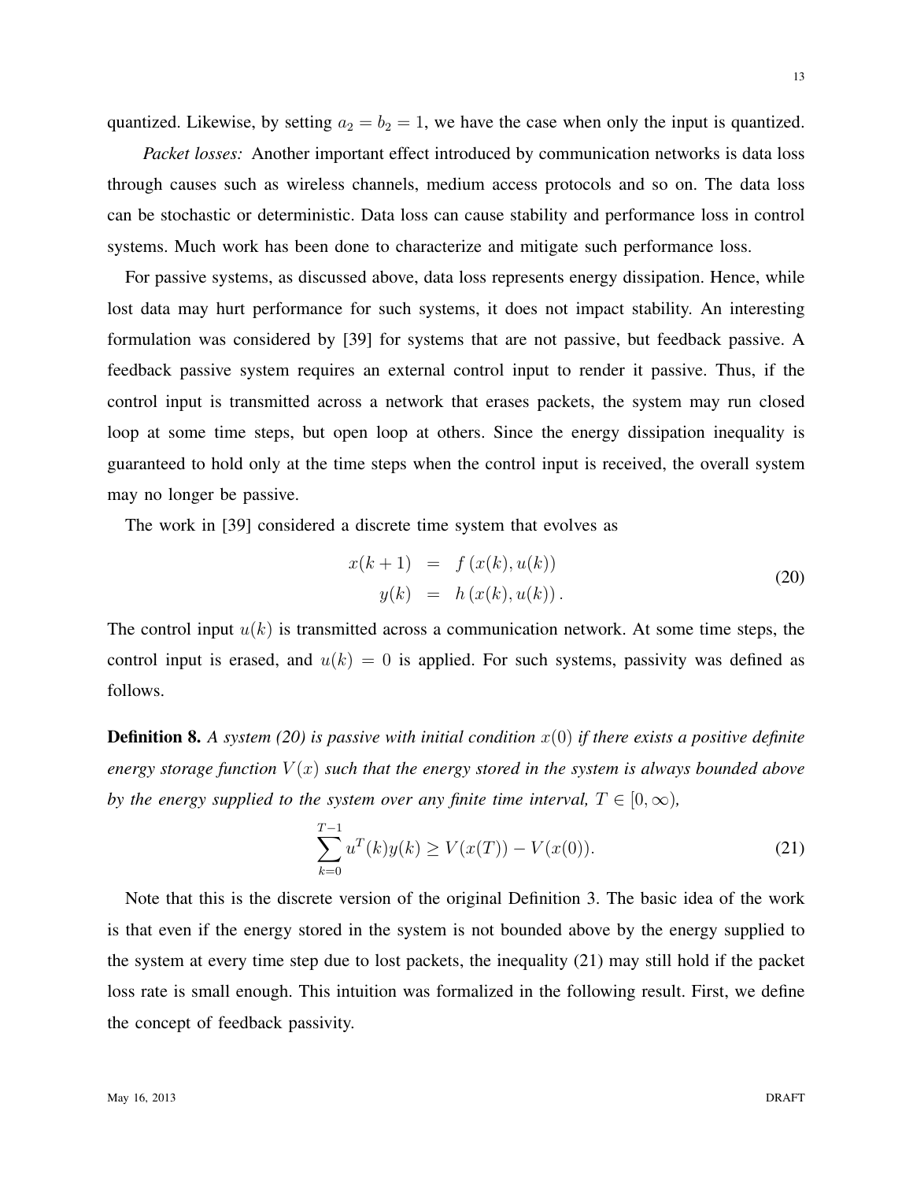quantized. Likewise, by setting $a_2 = b_2 = 1$, we have the case when only the input is quantized.

*Packet losses:* Another important effect introduced by communication networks is data loss through causes such as wireless channels, medium access protocols and so on. The data loss can be stochastic or deterministic. Data loss can cause stability and performance loss in control systems. Much work has been done to characterize and mitigate such performance loss.

For passive systems, as discussed above, data loss represents energy dissipation. Hence, while lost data may hurt performance for such systems, it does not impact stability. An interesting formulation was considered by [39] for systems that are not passive, but feedback passive. A feedback passive system requires an external control input to render it passive. Thus, if the control input is transmitted across a network that erases packets, the system may run closed loop at some time steps, but open loop at others. Since the energy dissipation inequality is guaranteed to hold only at the time steps when the control input is received, the overall system may no longer be passive.

The work in [39] considered a discrete time system that evolves as

$$
\begin{aligned}
x(k+1) &= f\left(x(k), u(k)\right) \\
y(k) &= h\left(x(k), u(k)\right).
\end{aligned}
\tag{20}
$$

The control input $u(k)$ is transmitted across a communication network. At some time steps, the control input is erased, and $u(k) = 0$ is applied. For such systems, passivity was defined as follows.

**Definition 8.** *A system (20) is passive with initial condition $x(0)$ if there exists a positive definite energy storage function $V(x)$ such that the energy stored in the system is always bounded above by the energy supplied to the system over any finite time interval, $T \in [0, \infty)$,*

$$
\sum_{k=0}^{T-1} u^T(k)y(k) \geq V(x(T)) - V(x(0)). \tag{21}
$$

Note that this is the discrete version of the original Definition 3. The basic idea of the work is that even if the energy stored in the system is not bounded above by the energy supplied to the system at every time step due to lost packets, the inequality (21) may still hold if the packet loss rate is small enough. This intuition was formalized in the following result. First, we define the concept of feedback passivity.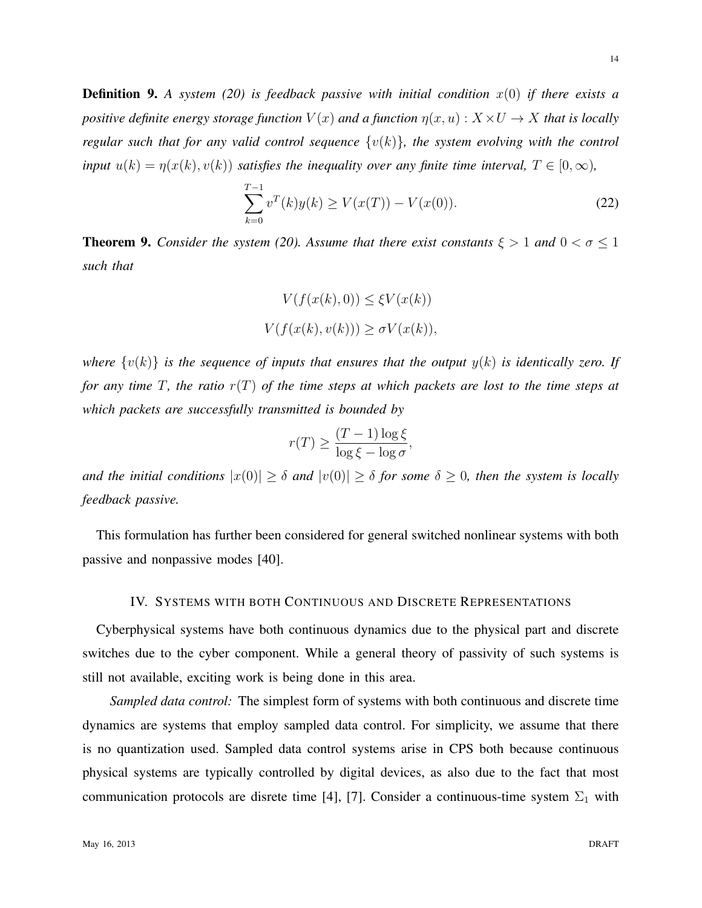**Definition 9.** *A system (20) is feedback passive with initial condition $x(0)$ if there exists a positive definite energy storage function $V(x)$ and a function $\eta(x, u) : X \times U \to X$ that is locally regular such that for any valid control sequence $\{v(k)\}$, the system evolving with the control input $u(k) = \eta(x(k), v(k))$ satisfies the inequality over any finite time interval, $T \in [0, \infty)$,*

$$\sum_{k=0}^{T-1} v^T(k)y(k) \geq V(x(T)) - V(x(0)). \tag{22}$$

**Theorem 9.** *Consider the system (20). Assume that there exist constants $\xi > 1$ and $0 < \sigma \leq 1$ such that*

$$V(f(x(k), 0)) \leq \xi V(x(k))$$
$$V(f(x(k), v(k))) \geq \sigma V(x(k)),$$

*where $\{v(k)\}$ is the sequence of inputs that ensures that the output $y(k)$ is identically zero. If for any time $T$, the ratio $r(T)$ of the time steps at which packets are lost to the time steps at which packets are successfully transmitted is bounded by*

$$r(T) \geq \frac{(T-1)\log \xi}{\log \xi - \log \sigma},$$

*and the initial conditions $|x(0)| \geq \delta$ and $|v(0)| \geq \delta$ for some $\delta \geq 0$, then the system is locally feedback passive.*

This formulation has further been considered for general switched nonlinear systems with both passive and nonpassive modes [40].

## IV. Systems with both Continuous and Discrete Representations

Cyberphysical systems have both continuous dynamics due to the physical part and discrete switches due to the cyber component. While a general theory of passivity of such systems is still not available, exciting work is being done in this area.

*Sampled data control:* The simplest form of systems with both continuous and discrete time dynamics are systems that employ sampled data control. For simplicity, we assume that there is no quantization used. Sampled data control systems arise in CPS both because continuous physical systems are typically controlled by digital devices, as also due to the fact that most communication protocols are disrete time [4], [7]. Consider a continuous-time system $\Sigma_1$ with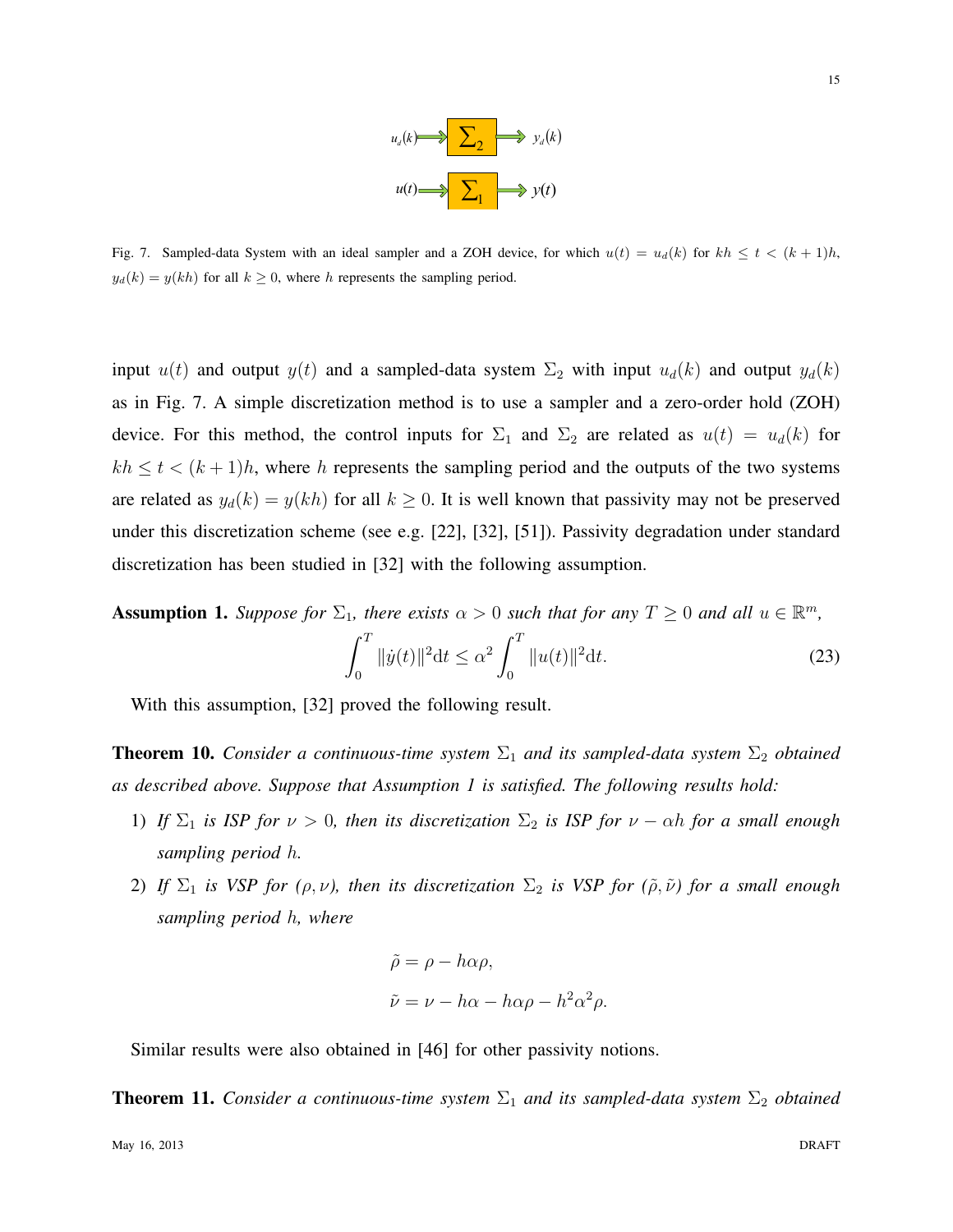Fig. 7. Sampled-data System with an ideal sampler and a ZOH device, for which $u(t) = u_d(k)$ for $kh \leq t < (k+1)h$, $y_d(k) = y(kh)$ for all $k \geq 0$, where $h$ represents the sampling period.

input $u(t)$ and output $y(t)$ and a sampled-data system $\Sigma_2$ with input $u_d(k)$ and output $y_d(k)$ as in Fig. 7. A simple discretization method is to use a sampler and a zero-order hold (ZOH) device. For this method, the control inputs for $\Sigma_1$ and $\Sigma_2$ are related as $u(t) = u_d(k)$ for $kh \leq t < (k+1)h$, where $h$ represents the sampling period and the outputs of the two systems are related as $y_d(k) = y(kh)$ for all $k \geq 0$. It is well known that passivity may not be preserved under this discretization scheme (see e.g. [22], [32], [51]). Passivity degradation under standard discretization has been studied in [32] with the following assumption.

**Assumption 1.** *Suppose for $\Sigma_1$, there exists $\alpha > 0$ such that for any $T \geq 0$ and all $u \in \mathbb{R}^m$,*

$$\int_0^T \|\dot{y}(t)\|^2 \mathrm{d}t \leq \alpha^2 \int_0^T \|u(t)\|^2 \mathrm{d}t. \tag{23}$$

With this assumption, [32] proved the following result.

**Theorem 10.** *Consider a continuous-time system $\Sigma_1$ and its sampled-data system $\Sigma_2$ obtained as described above. Suppose that Assumption 1 is satisfied. The following results hold:*

1) *If $\Sigma_1$ is ISP for $\nu > 0$, then its discretization $\Sigma_2$ is ISP for $\nu - \alpha h$ for a small enough sampling period $h$.*
2) *If $\Sigma_1$ is VSP for $(\rho, \nu)$, then its discretization $\Sigma_2$ is VSP for $(\tilde{\rho}, \tilde{\nu})$ for a small enough sampling period $h$, where*

$$\tilde{\rho} = \rho - h\alpha\rho,$$
$$\tilde{\nu} = \nu - h\alpha - h\alpha\rho - h^2\alpha^2\rho.$$

Similar results were also obtained in [46] for other passivity notions.

**Theorem 11.** *Consider a continuous-time system $\Sigma_1$ and its sampled-data system $\Sigma_2$ obtained*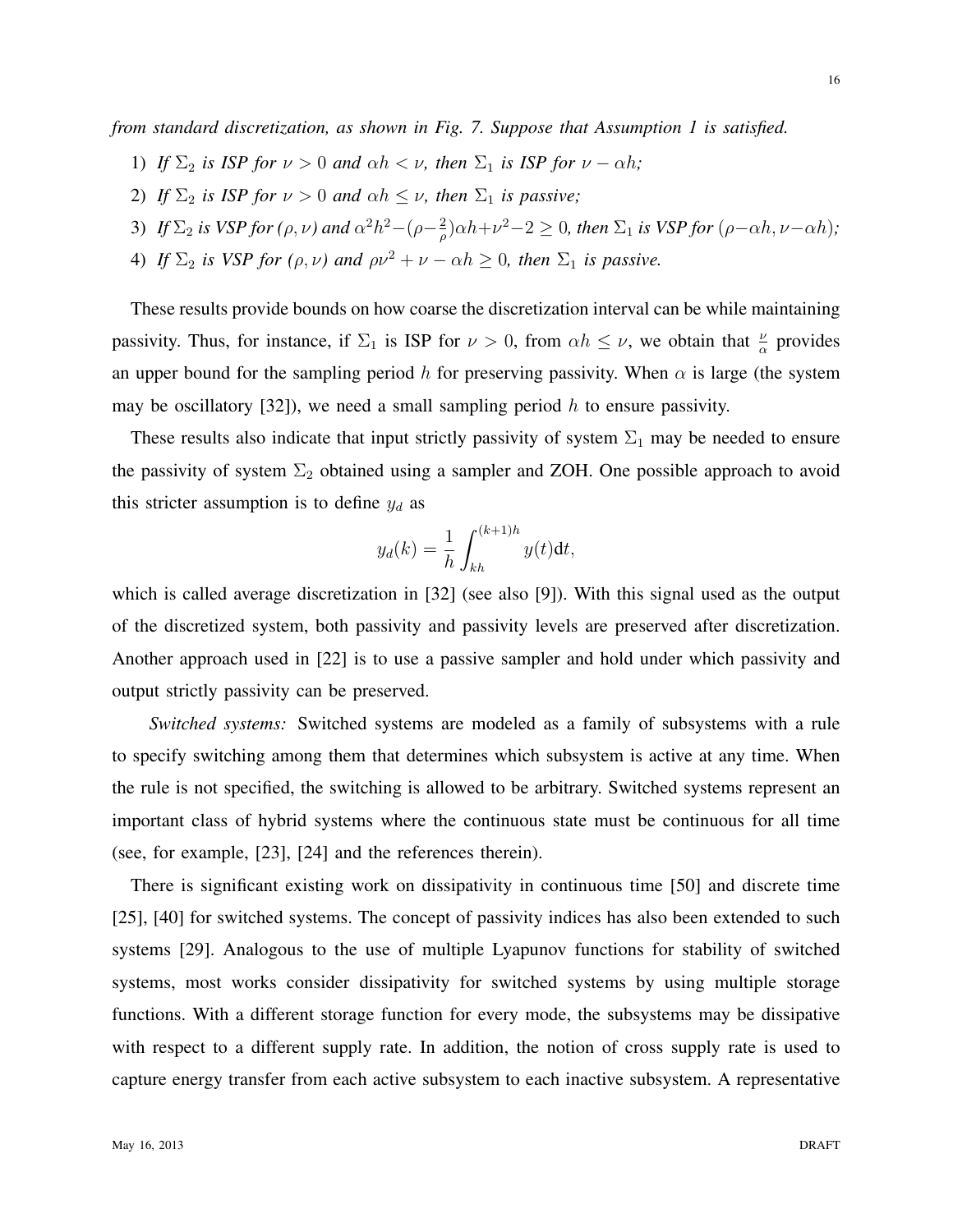*from standard discretization, as shown in Fig. 7. Suppose that Assumption 1 is satisfied.*

1) *If $\Sigma_2$ is ISP for $\nu > 0$ and $\alpha h < \nu$, then $\Sigma_1$ is ISP for $\nu - \alpha h$;*
2) *If $\Sigma_2$ is ISP for $\nu > 0$ and $\alpha h \leq \nu$, then $\Sigma_1$ is passive;*
3) *If $\Sigma_2$ is VSP for $(\rho, \nu)$ and $\alpha^2 h^2 - (\rho - \frac{2}{\rho})\alpha h + \nu^2 - 2 \geq 0$, then $\Sigma_1$ is VSP for $(\rho - \alpha h, \nu - \alpha h)$;*
4) *If $\Sigma_2$ is VSP for $(\rho, \nu)$ and $\rho\nu^2 + \nu - \alpha h \geq 0$, then $\Sigma_1$ is passive.*

These results provide bounds on how coarse the discretization interval can be while maintaining passivity. Thus, for instance, if $\Sigma_1$ is ISP for $\nu > 0$, from $\alpha h \leq \nu$, we obtain that $\frac{\nu}{\alpha}$ provides an upper bound for the sampling period $h$ for preserving passivity. When $\alpha$ is large (the system may be oscillatory [32]), we need a small sampling period $h$ to ensure passivity.

These results also indicate that input strictly passivity of system $\Sigma_1$ may be needed to ensure the passivity of system $\Sigma_2$ obtained using a sampler and ZOH. One possible approach to avoid this stricter assumption is to define $y_d$ as

$$y_d(k) = \frac{1}{h} \int_{kh}^{(k+1)h} y(t) \mathrm{d}t,$$

which is called average discretization in [32] (see also [9]). With this signal used as the output of the discretized system, both passivity and passivity levels are preserved after discretization. Another approach used in [22] is to use a passive sampler and hold under which passivity and output strictly passivity can be preserved.

*Switched systems:* Switched systems are modeled as a family of subsystems with a rule to specify switching among them that determines which subsystem is active at any time. When the rule is not specified, the switching is allowed to be arbitrary. Switched systems represent an important class of hybrid systems where the continuous state must be continuous for all time (see, for example, [23], [24] and the references therein).

There is significant existing work on dissipativity in continuous time [50] and discrete time [25], [40] for switched systems. The concept of passivity indices has also been extended to such systems [29]. Analogous to the use of multiple Lyapunov functions for stability of switched systems, most works consider dissipativity for switched systems by using multiple storage functions. With a different storage function for every mode, the subsystems may be dissipative with respect to a different supply rate. In addition, the notion of cross supply rate is used to capture energy transfer from each active subsystem to each inactive subsystem. A representative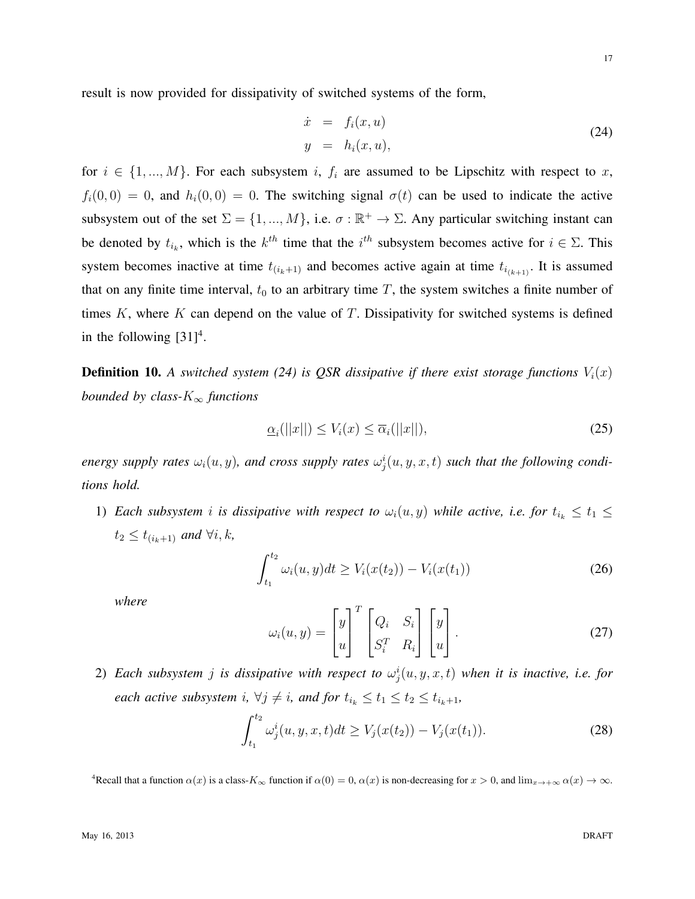result is now provided for dissipativity of switched systems of the form,

$$
\begin{aligned}
\dot{x} &= f_i(x,u) \\
y &= h_i(x,u),
\end{aligned}
\tag{24}
$$

for $i \in \{1,...,M\}$. For each subsystem $i$, $f_i$ are assumed to be Lipschitz with respect to $x$, $f_i(0,0)=0$, and $h_i(0,0)=0$. The switching signal $\sigma(t)$ can be used to indicate the active subsystem out of the set $\Sigma = \{1,...,M\}$, i.e. $\sigma : \mathbb{R}^+ \to \Sigma$. Any particular switching instant can be denoted by $t_{i_k}$, which is the $k^{th}$ time that the $i^{th}$ subsystem becomes active for $i \in \Sigma$. This system becomes inactive at time $t_{(i_k+1)}$ and becomes active again at time $t_{i_{(k+1)}}$. It is assumed that on any finite time interval, $t_0$ to an arbitrary time $T$, the system switches a finite number of times $K$, where $K$ can depend on the value of $T$. Dissipativity for switched systems is defined in the following [31][4].

**Definition 10.** *A switched system (24) is QSR dissipative if there exist storage functions $V_i(x)$ bounded by class-$K_\infty$ functions*

$$
\underline{\alpha}_i(||x||) \leq V_i(x) \leq \overline{\alpha}_i(||x||), \tag{25}
$$

*energy supply rates $\omega_i(u,y)$, and cross supply rates $\omega_j^i(u,y,x,t)$ such that the following conditions hold.*

1) *Each subsystem $i$ is dissipative with respect to $\omega_i(u,y)$ while active, i.e. for $t_{i_k} \leq t_1 \leq t_2 \leq t_{(i_k+1)}$ and $\forall i,k$,*

$$
\int_{t_1}^{t_2} \omega_i(u,y)dt \geq V_i(x(t_2)) - V_i(x(t_1)) \tag{26}
$$

*where*

$$
\omega_i(u,y) = \begin{bmatrix} y \\ u \end{bmatrix}^T \begin{bmatrix} Q_i & S_i \\ S_i^T & R_i \end{bmatrix} \begin{bmatrix} y \\ u \end{bmatrix}. \tag{27}
$$

2) *Each subsystem $j$ is dissipative with respect to $\omega_j^i(u,y,x,t)$ when it is inactive, i.e. for each active subsystem $i$, $\forall j \neq i$, and for $t_{i_k} \leq t_1 \leq t_2 \leq t_{i_k+1}$,*

$$
\int_{t_1}^{t_2} \omega_j^i(u,y,x,t)dt \geq V_j(x(t_2)) - V_j(x(t_1)). \tag{28}
$$

[4] Recall that a function $\alpha(x)$ is a class-$K_\infty$ function if $\alpha(0)=0$, $\alpha(x)$ is non-decreasing for $x>0$, and $\lim_{x\to+\infty}\alpha(x)\to\infty$.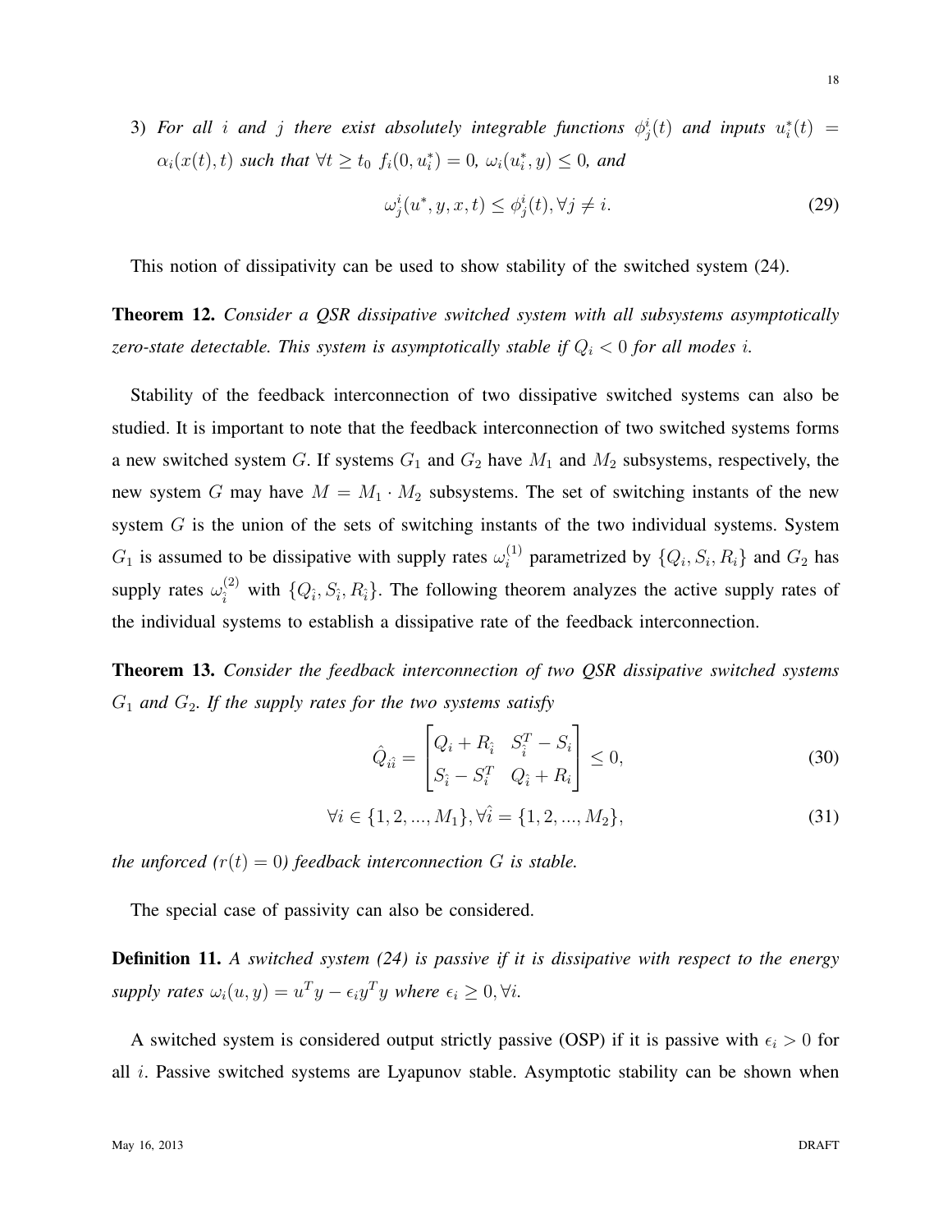3) *For all $i$ and $j$ there exist absolutely integrable functions $\phi_j^i(t)$ and inputs $u_i^*(t) = \alpha_i(x(t), t)$ such that $\forall t \geq t_0$ $f_i(0, u_i^*) = 0$, $\omega_i(u_i^*, y) \leq 0$, and*

$$\omega_j^i(u^*, y, x, t) \leq \phi_j^i(t), \forall j \neq i. \tag{29}$$

This notion of dissipativity can be used to show stability of the switched system (24).

**Theorem 12.** *Consider a QSR dissipative switched system with all subsystems asymptotically zero-state detectable. This system is asymptotically stable if $Q_i < 0$ for all modes $i$.*

Stability of the feedback interconnection of two dissipative switched systems can also be studied. It is important to note that the feedback interconnection of two switched systems forms a new switched system $G$. If systems $G_1$ and $G_2$ have $M_1$ and $M_2$ subsystems, respectively, the new system $G$ may have $M = M_1 \cdot M_2$ subsystems. The set of switching instants of the new system $G$ is the union of the sets of switching instants of the two individual systems. System $G_1$ is assumed to be dissipative with supply rates $\omega_i^{(1)}$ parametrized by $\{Q_i, S_i, R_i\}$ and $G_2$ has supply rates $\omega_{\hat{i}}^{(2)}$ with $\{Q_{\hat{i}}, S_{\hat{i}}, R_{\hat{i}}\}$. The following theorem analyzes the active supply rates of the individual systems to establish a dissipative rate of the feedback interconnection.

**Theorem 13.** *Consider the feedback interconnection of two QSR dissipative switched systems $G_1$ and $G_2$. If the supply rates for the two systems satisfy*

$$\hat{Q}_{i\hat{i}} = \begin{bmatrix} Q_i + R_{\hat{i}} & S_{\hat{i}}^T - S_i \\ S_{\hat{i}} - S_i^T & Q_{\hat{i}} + R_i \end{bmatrix} \leq 0, \tag{30}$$

$$\forall i \in \{1, 2, ..., M_1\}, \forall \hat{i} = \{1, 2, ..., M_2\}, \tag{31}$$

*the unforced ($r(t) = 0$) feedback interconnection $G$ is stable.*

The special case of passivity can also be considered.

**Definition 11.** *A switched system (24) is passive if it is dissipative with respect to the energy supply rates $\omega_i(u, y) = u^T y - \epsilon_i y^T y$ where $\epsilon_i \geq 0, \forall i$.*

A switched system is considered output strictly passive (OSP) if it is passive with $\epsilon_i > 0$ for all $i$. Passive switched systems are Lyapunov stable. Asymptotic stability can be shown when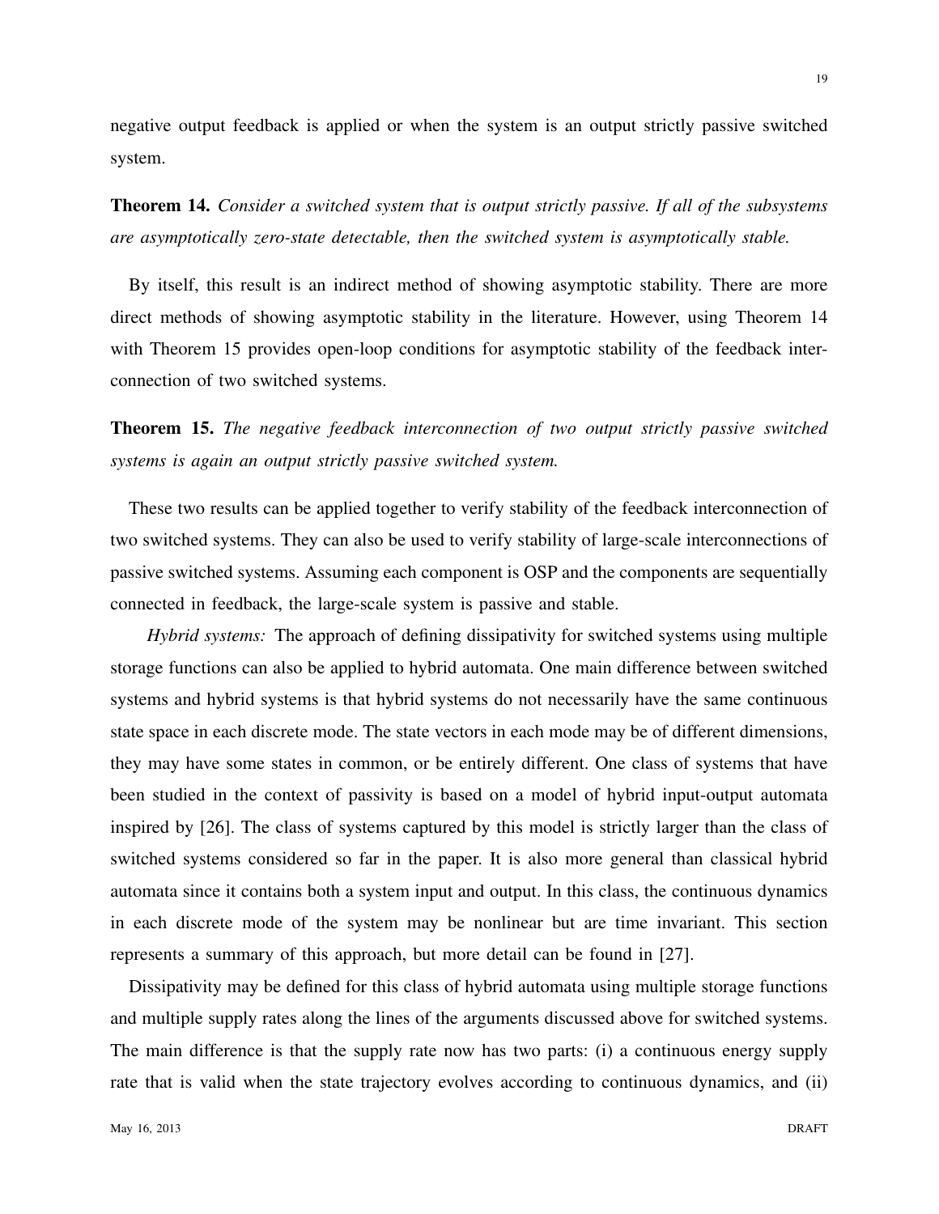negative output feedback is applied or when the system is an output strictly passive switched system.

**Theorem 14.** *Consider a switched system that is output strictly passive. If all of the subsystems are asymptotically zero-state detectable, then the switched system is asymptotically stable.*

By itself, this result is an indirect method of showing asymptotic stability. There are more direct methods of showing asymptotic stability in the literature. However, using Theorem 14 with Theorem 15 provides open-loop conditions for asymptotic stability of the feedback interconnection of two switched systems.

**Theorem 15.** *The negative feedback interconnection of two output strictly passive switched systems is again an output strictly passive switched system.*

These two results can be applied together to verify stability of the feedback interconnection of two switched systems. They can also be used to verify stability of large-scale interconnections of passive switched systems. Assuming each component is OSP and the components are sequentially connected in feedback, the large-scale system is passive and stable.

*Hybrid systems:* The approach of defining dissipativity for switched systems using multiple storage functions can also be applied to hybrid automata. One main difference between switched systems and hybrid systems is that hybrid systems do not necessarily have the same continuous state space in each discrete mode. The state vectors in each mode may be of different dimensions, they may have some states in common, or be entirely different. One class of systems that have been studied in the context of passivity is based on a model of hybrid input-output automata inspired by [26]. The class of systems captured by this model is strictly larger than the class of switched systems considered so far in the paper. It is also more general than classical hybrid automata since it contains both a system input and output. In this class, the continuous dynamics in each discrete mode of the system may be nonlinear but are time invariant. This section represents a summary of this approach, but more detail can be found in [27].

Dissipativity may be defined for this class of hybrid automata using multiple storage functions and multiple supply rates along the lines of the arguments discussed above for switched systems. The main difference is that the supply rate now has two parts: (i) a continuous energy supply rate that is valid when the state trajectory evolves according to continuous dynamics, and (ii)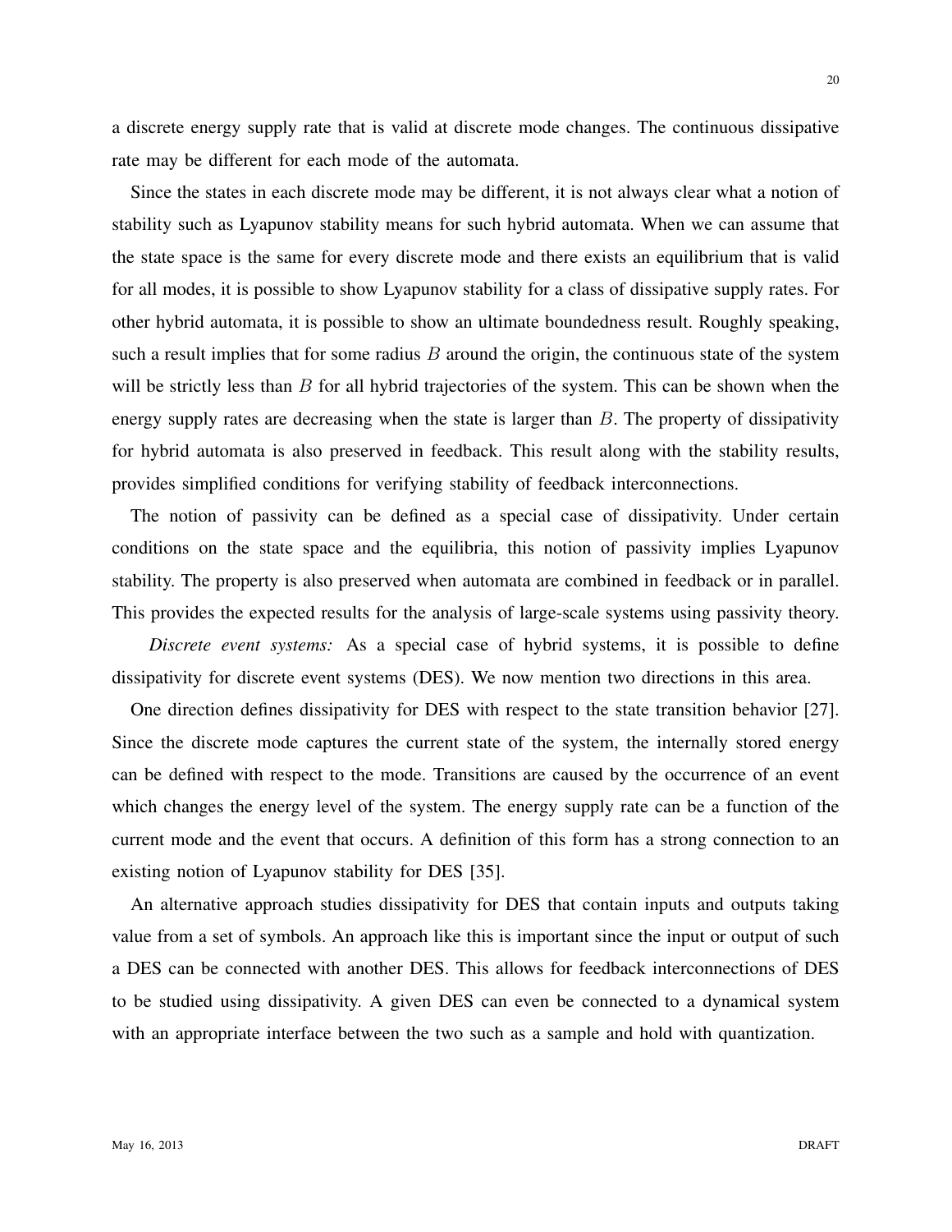a discrete energy supply rate that is valid at discrete mode changes. The continuous dissipative rate may be different for each mode of the automata.

Since the states in each discrete mode may be different, it is not always clear what a notion of stability such as Lyapunov stability means for such hybrid automata. When we can assume that the state space is the same for every discrete mode and there exists an equilibrium that is valid for all modes, it is possible to show Lyapunov stability for a class of dissipative supply rates. For other hybrid automata, it is possible to show an ultimate boundedness result. Roughly speaking, such a result implies that for some radius $B$ around the origin, the continuous state of the system will be strictly less than $B$ for all hybrid trajectories of the system. This can be shown when the energy supply rates are decreasing when the state is larger than $B$. The property of dissipativity for hybrid automata is also preserved in feedback. This result along with the stability results, provides simplified conditions for verifying stability of feedback interconnections.

The notion of passivity can be defined as a special case of dissipativity. Under certain conditions on the state space and the equilibria, this notion of passivity implies Lyapunov stability. The property is also preserved when automata are combined in feedback or in parallel. This provides the expected results for the analysis of large-scale systems using passivity theory.

*Discrete event systems:* As a special case of hybrid systems, it is possible to define dissipativity for discrete event systems (DES). We now mention two directions in this area.

One direction defines dissipativity for DES with respect to the state transition behavior [27]. Since the discrete mode captures the current state of the system, the internally stored energy can be defined with respect to the mode. Transitions are caused by the occurrence of an event which changes the energy level of the system. The energy supply rate can be a function of the current mode and the event that occurs. A definition of this form has a strong connection to an existing notion of Lyapunov stability for DES [35].

An alternative approach studies dissipativity for DES that contain inputs and outputs taking value from a set of symbols. An approach like this is important since the input or output of such a DES can be connected with another DES. This allows for feedback interconnections of DES to be studied using dissipativity. A given DES can even be connected to a dynamical system with an appropriate interface between the two such as a sample and hold with quantization.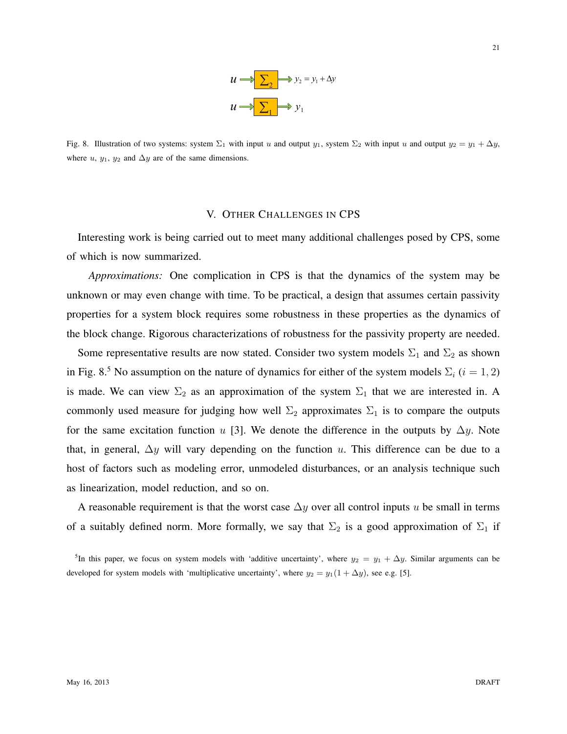$u \Rightarrow \Sigma_2 \Rightarrow y_2 = y_1 + \Delta y$

$u \Rightarrow \Sigma_1 \Rightarrow y_1$

Fig. 8. Illustration of two systems: system $\Sigma_1$ with input $u$ and output $y_1$, system $\Sigma_2$ with input $u$ and output $y_2 = y_1 + \Delta y$, where $u$, $y_1$, $y_2$ and $\Delta y$ are of the same dimensions.

## V. Other Challenges in CPS

Interesting work is being carried out to meet many additional challenges posed by CPS, some of which is now summarized.

*Approximations:* One complication in CPS is that the dynamics of the system may be unknown or may even change with time. To be practical, a design that assumes certain passivity properties for a system block requires some robustness in these properties as the dynamics of the block change. Rigorous characterizations of robustness for the passivity property are needed.

Some representative results are now stated. Consider two system models $\Sigma_1$ and $\Sigma_2$ as shown in Fig. 8.[5] No assumption on the nature of dynamics for either of the system models $\Sigma_i$ ($i = 1, 2$) is made. We can view $\Sigma_2$ as an approximation of the system $\Sigma_1$ that we are interested in. A commonly used measure for judging how well $\Sigma_2$ approximates $\Sigma_1$ is to compare the outputs for the same excitation function $u$ [3]. We denote the difference in the outputs by $\Delta y$. Note that, in general, $\Delta y$ will vary depending on the function $u$. This difference can be due to a host of factors such as modeling error, unmodeled disturbances, or an analysis technique such as linearization, model reduction, and so on.

A reasonable requirement is that the worst case $\Delta y$ over all control inputs $u$ be small in terms of a suitably defined norm. More formally, we say that $\Sigma_2$ is a good approximation of $\Sigma_1$ if

[5] In this paper, we focus on system models with 'additive uncertainty', where $y_2 = y_1 + \Delta y$. Similar arguments can be developed for system models with 'multiplicative uncertainty', where $y_2 = y_1(1 + \Delta y)$, see e.g. [5].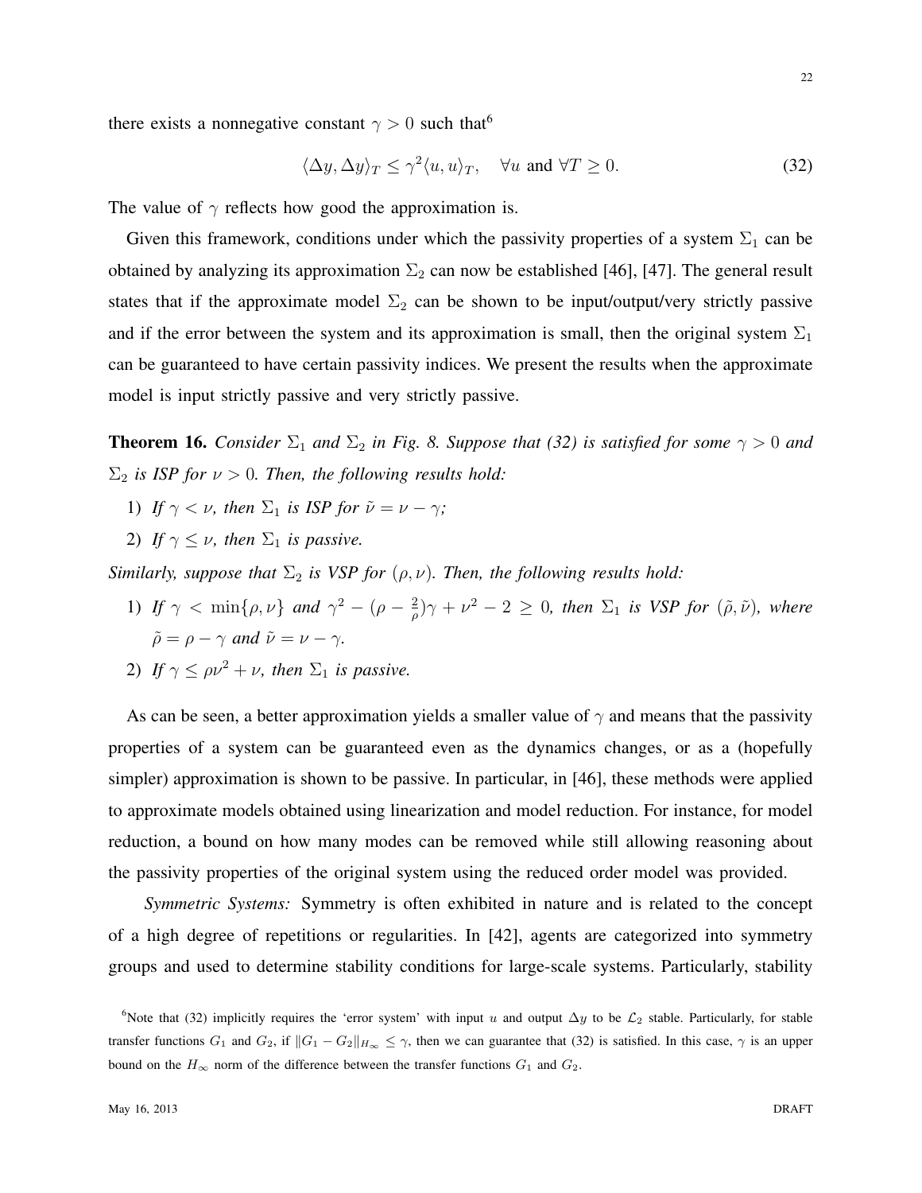there exists a nonnegative constant $\gamma > 0$ such that[6]

$$\langle \Delta y, \Delta y \rangle_T \leq \gamma^2 \langle u, u \rangle_T, \quad \forall u \text{ and } \forall T \geq 0. \tag{32}$$

The value of $\gamma$ reflects how good the approximation is.

Given this framework, conditions under which the passivity properties of a system $\Sigma_1$ can be obtained by analyzing its approximation $\Sigma_2$ can now be established [46], [47]. The general result states that if the approximate model $\Sigma_2$ can be shown to be input/output/very strictly passive and if the error between the system and its approximation is small, then the original system $\Sigma_1$ can be guaranteed to have certain passivity indices. We present the results when the approximate model is input strictly passive and very strictly passive.

**Theorem 16.** *Consider $\Sigma_1$ and $\Sigma_2$ in Fig. 8. Suppose that (32) is satisfied for some $\gamma > 0$ and $\Sigma_2$ is ISP for $\nu > 0$. Then, the following results hold:*

1) *If $\gamma < \nu$, then $\Sigma_1$ is ISP for $\tilde{\nu} = \nu - \gamma$;*
2) *If $\gamma \leq \nu$, then $\Sigma_1$ is passive.*

*Similarly, suppose that $\Sigma_2$ is VSP for $(\rho, \nu)$. Then, the following results hold:*

1) *If $\gamma < \min\{\rho, \nu\}$ and $\gamma^2 - (\rho - \frac{2}{\rho})\gamma + \nu^2 - 2 \geq 0$, then $\Sigma_1$ is VSP for $(\tilde{\rho}, \tilde{\nu})$, where $\tilde{\rho} = \rho - \gamma$ and $\tilde{\nu} = \nu - \gamma$.*
2) *If $\gamma \leq \rho\nu^2 + \nu$, then $\Sigma_1$ is passive.*

As can be seen, a better approximation yields a smaller value of $\gamma$ and means that the passivity properties of a system can be guaranteed even as the dynamics changes, or as a (hopefully simpler) approximation is shown to be passive. In particular, in [46], these methods were applied to approximate models obtained using linearization and model reduction. For instance, for model reduction, a bound on how many modes can be removed while still allowing reasoning about the passivity properties of the original system using the reduced order model was provided.

*Symmetric Systems:* Symmetry is often exhibited in nature and is related to the concept of a high degree of repetitions or regularities. In [42], agents are categorized into symmetry groups and used to determine stability conditions for large-scale systems. Particularly, stability

[6]Note that (32) implicitly requires the 'error system' with input $u$ and output $\Delta y$ to be $\mathcal{L}_2$ stable. Particularly, for stable transfer functions $G_1$ and $G_2$, if $\|G_1 - G_2\|_{H_\infty} \leq \gamma$, then we can guarantee that (32) is satisfied. In this case, $\gamma$ is an upper bound on the $H_\infty$ norm of the difference between the transfer functions $G_1$ and $G_2$.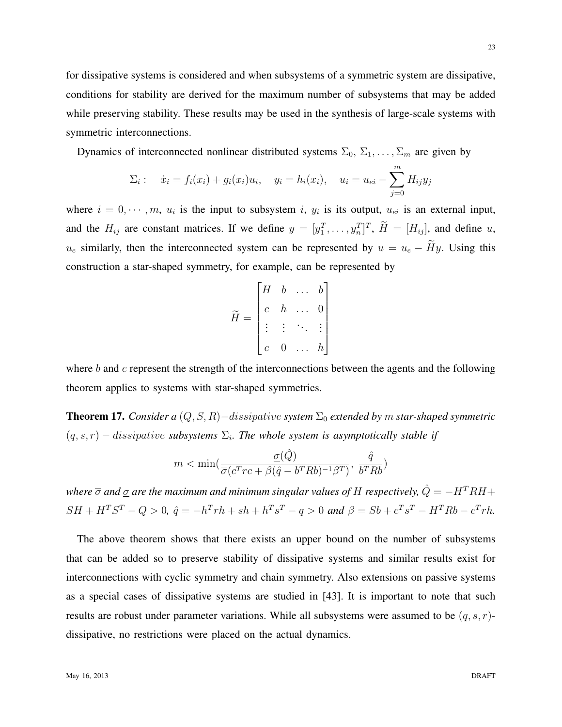for dissipative systems is considered and when subsystems of a symmetric system are dissipative, conditions for stability are derived for the maximum number of subsystems that may be added while preserving stability. These results may be used in the synthesis of large-scale systems with symmetric interconnections.

Dynamics of interconnected nonlinear distributed systems $\Sigma_0,\ \Sigma_1, \ldots, \Sigma_m$ are given by

$$\Sigma_i : \quad \dot{x}_i = f_i(x_i) + g_i(x_i)u_i, \quad y_i = h_i(x_i), \quad u_i = u_{ei} - \sum_{j=0}^{m} H_{ij} y_j$$

where $i = 0, \cdots, m$, $u_i$ is the input to subsystem $i$, $y_i$ is its output, $u_{ei}$ is an external input, and the $H_{ij}$ are constant matrices. If we define $y = [y_1^T, \ldots, y_n^T]^T$, $\widetilde{H} = [H_{ij}]$, and define $u$, $u_e$ similarly, then the interconnected system can be represented by $u = u_e - \widetilde{H}y$. Using this construction a star-shaped symmetry, for example, can be represented by

$$\widetilde{H} = \begin{bmatrix} H & b & \ldots & b \\ c & h & \ldots & 0 \\ \vdots & \vdots & \ddots & \vdots \\ c & 0 & \ldots & h \end{bmatrix}$$

where $b$ and $c$ represent the strength of the interconnections between the agents and the following theorem applies to systems with star-shaped symmetries.

**Theorem 17.** *Consider a $(Q, S, R)-dissipative$ system $\Sigma_0$ extended by $m$ star-shaped symmetric $(q, s, r) - dissipative$ subsystems $\Sigma_i$. The whole system is asymptotically stable if*

$$m < \min\left(\frac{\underline{\sigma}(\hat{Q})}{\overline{\sigma}(c^T rc + \beta(\hat{q} - b^T Rb)^{-1}\beta^T)},\ \frac{\hat{q}}{b^T Rb}\right)$$

*where $\overline{\sigma}$ and $\underline{\sigma}$ are the maximum and minimum singular values of $H$ respectively, $\hat{Q} = -H^T RH + SH + H^T S^T - Q > 0$, $\hat{q} = -h^T rh + sh + h^T s^T - q > 0$ and $\beta = Sb + c^T s^T - H^T Rb - c^T rh$.*

The above theorem shows that there exists an upper bound on the number of subsystems that can be added so to preserve stability of dissipative systems and similar results exist for interconnections with cyclic symmetry and chain symmetry. Also extensions on passive systems as a special cases of dissipative systems are studied in [43]. It is important to note that such results are robust under parameter variations. While all subsystems were assumed to be $(q, s, r)$-dissipative, no restrictions were placed on the actual dynamics.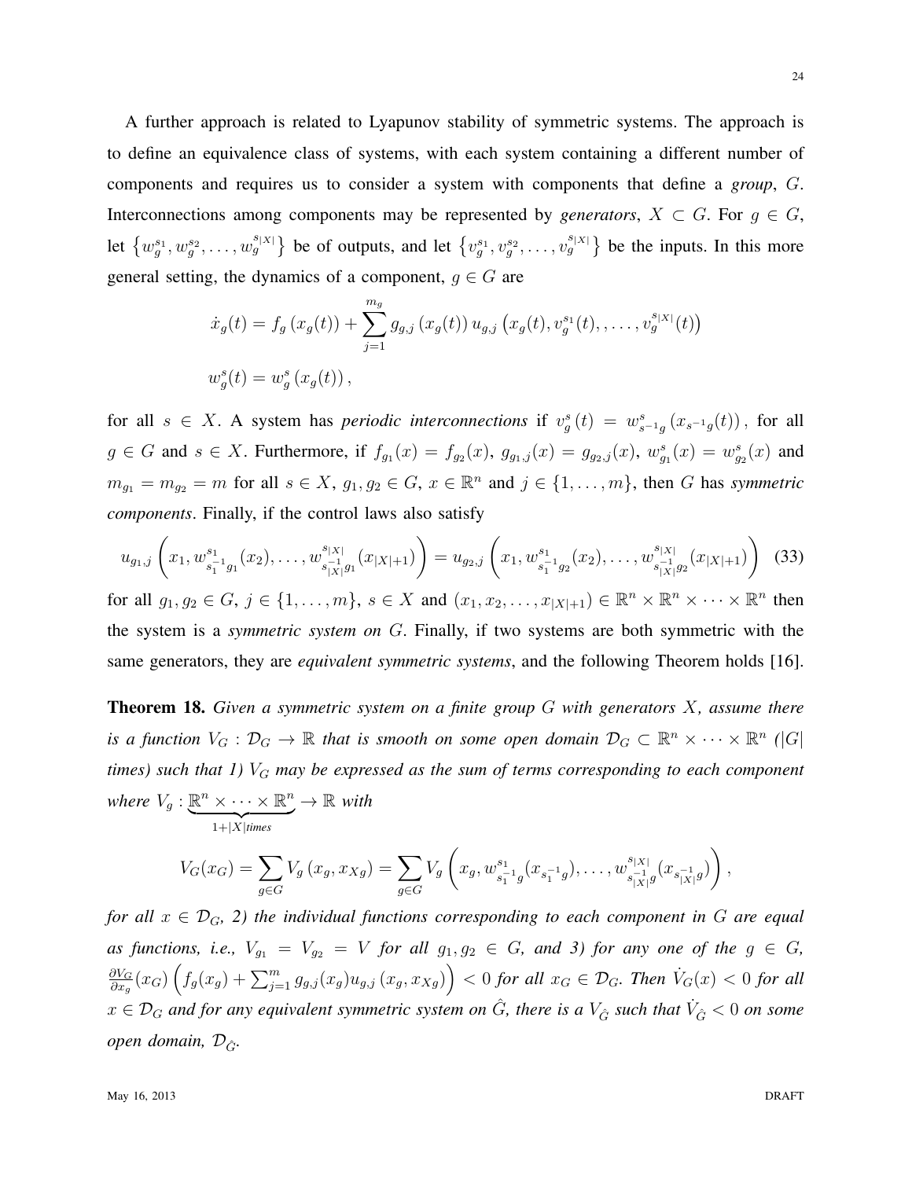A further approach is related to Lyapunov stability of symmetric systems. The approach is to define an equivalence class of systems, with each system containing a different number of components and requires us to consider a system with components that define a *group*, $G$. Interconnections among components may be represented by *generators*, $X \subset G$. For $g \in G$, let $\left\{w_g^{s_1}, w_g^{s_2}, \ldots, w_g^{s_{|X|}}\right\}$ be of outputs, and let $\left\{v_g^{s_1}, v_g^{s_2}, \ldots, v_g^{s_{|X|}}\right\}$ be the inputs. In this more general setting, the dynamics of a component, $g \in G$ are

$$
\begin{aligned}
\dot{x}_g(t) &= f_g\left(x_g(t)\right) + \sum_{j=1}^{m_g} g_{g,j}\left(x_g(t)\right) u_{g,j}\left(x_g(t), v_g^{s_1}(t), , \ldots, v_g^{s_{|X|}}(t)\right) \\
w_g^s(t) &= w_g^s\left(x_g(t)\right),
\end{aligned}
$$

for all $s \in X$. A system has *periodic interconnections* if $v_g^s(t) = w_{s^{-1}g}^s\left(x_{s^{-1}g}(t)\right)$, for all $g \in G$ and $s \in X$. Furthermore, if $f_{g_1}(x) = f_{g_2}(x)$, $g_{g_1,j}(x) = g_{g_2,j}(x)$, $w_{g_1}^s(x) = w_{g_2}^s(x)$ and $m_{g_1} = m_{g_2} = m$ for all $s \in X$, $g_1, g_2 \in G$, $x \in \mathbb{R}^n$ and $j \in \{1, \ldots, m\}$, then $G$ has *symmetric components*. Finally, if the control laws also satisfy

$$
u_{g_1,j}\left(x_1, w_{s_1^{-1}g_1}^{s_1}(x_2), \ldots, w_{s_{|X|}^{-1}g_1}^{s_{|X|}}(x_{|X|+1})\right) = u_{g_2,j}\left(x_1, w_{s_1^{-1}g_2}^{s_1}(x_2), \ldots, w_{s_{|X|}^{-1}g_2}^{s_{|X|}}(x_{|X|+1})\right) \quad (33)
$$

for all $g_1, g_2 \in G$, $j \in \{1, \ldots, m\}$, $s \in X$ and $(x_1, x_2, \ldots, x_{|X|+1}) \in \mathbb{R}^n \times \mathbb{R}^n \times \cdots \times \mathbb{R}^n$ then the system is a *symmetric system on* $G$. Finally, if two systems are both symmetric with the same generators, they are *equivalent symmetric systems*, and the following Theorem holds [16].

**Theorem 18.** *Given a symmetric system on a finite group $G$ with generators $X$, assume there is a function $V_G : \mathcal{D}_G \to \mathbb{R}$ that is smooth on some open domain $\mathcal{D}_G \subset \mathbb{R}^n \times \cdots \times \mathbb{R}^n$ ($|G|$ times) such that 1) $V_G$ may be expressed as the sum of terms corresponding to each component where $V_g : \underbrace{\mathbb{R}^n \times \cdots \times \mathbb{R}^n}_{1+|X| times} \to \mathbb{R}$ with*

$$
V_G(x_G) = \sum_{g \in G} V_g\left(x_g, x_{Xg}\right) = \sum_{g \in G} V_g\left(x_g, w_{s_1^{-1}g}^{s_1}(x_{s_1^{-1}g}), \ldots, w_{s_{|X|}^{-1}g}^{s_{|X|}}(x_{s_{|X|}^{-1}g})\right),
$$

*for all $x \in \mathcal{D}_G$, 2) the individual functions corresponding to each component in $G$ are equal as functions, i.e., $V_{g_1} = V_{g_2} = V$ for all $g_1, g_2 \in G$, and 3) for any one of the $g \in G$, $\frac{\partial V_G}{\partial x_g}(x_G)\left(f_g(x_g) + \sum_{j=1}^m g_{g,j}(x_g) u_{g,j}\left(x_g, x_{Xg}\right)\right) < 0$ for all $x_G \in \mathcal{D}_G$. Then $\dot{V}_G(x) < 0$ for all $x \in \mathcal{D}_G$ and for any equivalent symmetric system on $\hat{G}$, there is a $V_{\hat{G}}$ such that $\dot{V}_{\hat{G}} < 0$ on some open domain, $\mathcal{D}_{\hat{G}}$.*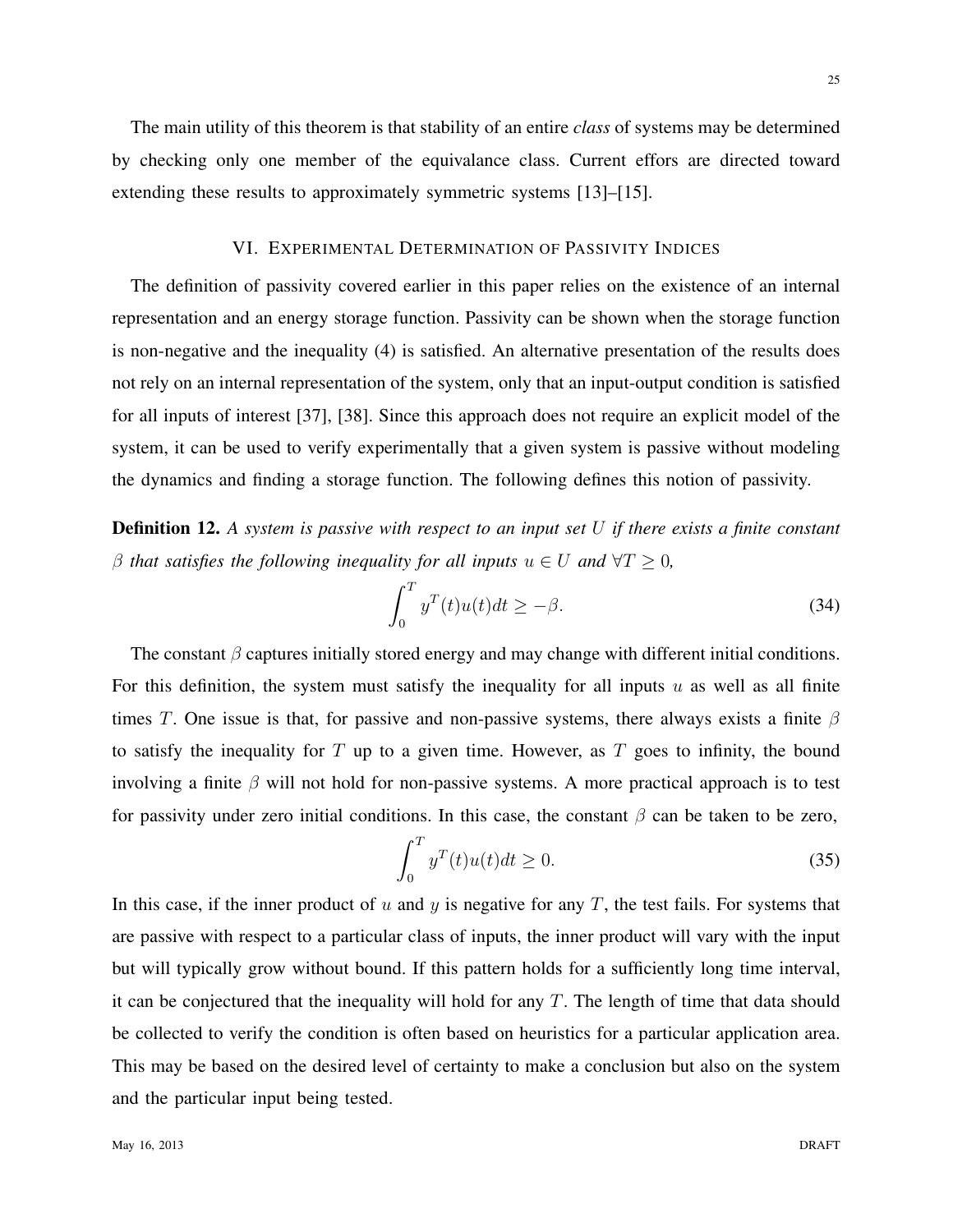The main utility of this theorem is that stability of an entire *class* of systems may be determined by checking only one member of the equivalance class. Current effors are directed toward extending these results to approximately symmetric systems [13]–[15].

## VI. Experimental Determination of Passivity Indices

The definition of passivity covered earlier in this paper relies on the existence of an internal representation and an energy storage function. Passivity can be shown when the storage function is non-negative and the inequality (4) is satisfied. An alternative presentation of the results does not rely on an internal representation of the system, only that an input-output condition is satisfied for all inputs of interest [37], [38]. Since this approach does not require an explicit model of the system, it can be used to verify experimentally that a given system is passive without modeling the dynamics and finding a storage function. The following defines this notion of passivity.

**Definition 12.** *A system is passive with respect to an input set $U$ if there exists a finite constant $\beta$ that satisfies the following inequality for all inputs $u \in U$ and $\forall T \geq 0$,*

$$\int_0^T y^T(t)u(t)dt \geq -\beta. \tag{34}$$

The constant $\beta$ captures initially stored energy and may change with different initial conditions. For this definition, the system must satisfy the inequality for all inputs $u$ as well as all finite times $T$. One issue is that, for passive and non-passive systems, there always exists a finite $\beta$ to satisfy the inequality for $T$ up to a given time. However, as $T$ goes to infinity, the bound involving a finite $\beta$ will not hold for non-passive systems. A more practical approach is to test for passivity under zero initial conditions. In this case, the constant $\beta$ can be taken to be zero,

$$\int_0^T y^T(t)u(t)dt \geq 0. \tag{35}$$

In this case, if the inner product of $u$ and $y$ is negative for any $T$, the test fails. For systems that are passive with respect to a particular class of inputs, the inner product will vary with the input but will typically grow without bound. If this pattern holds for a sufficiently long time interval, it can be conjectured that the inequality will hold for any $T$. The length of time that data should be collected to verify the condition is often based on heuristics for a particular application area. This may be based on the desired level of certainty to make a conclusion but also on the system and the particular input being tested.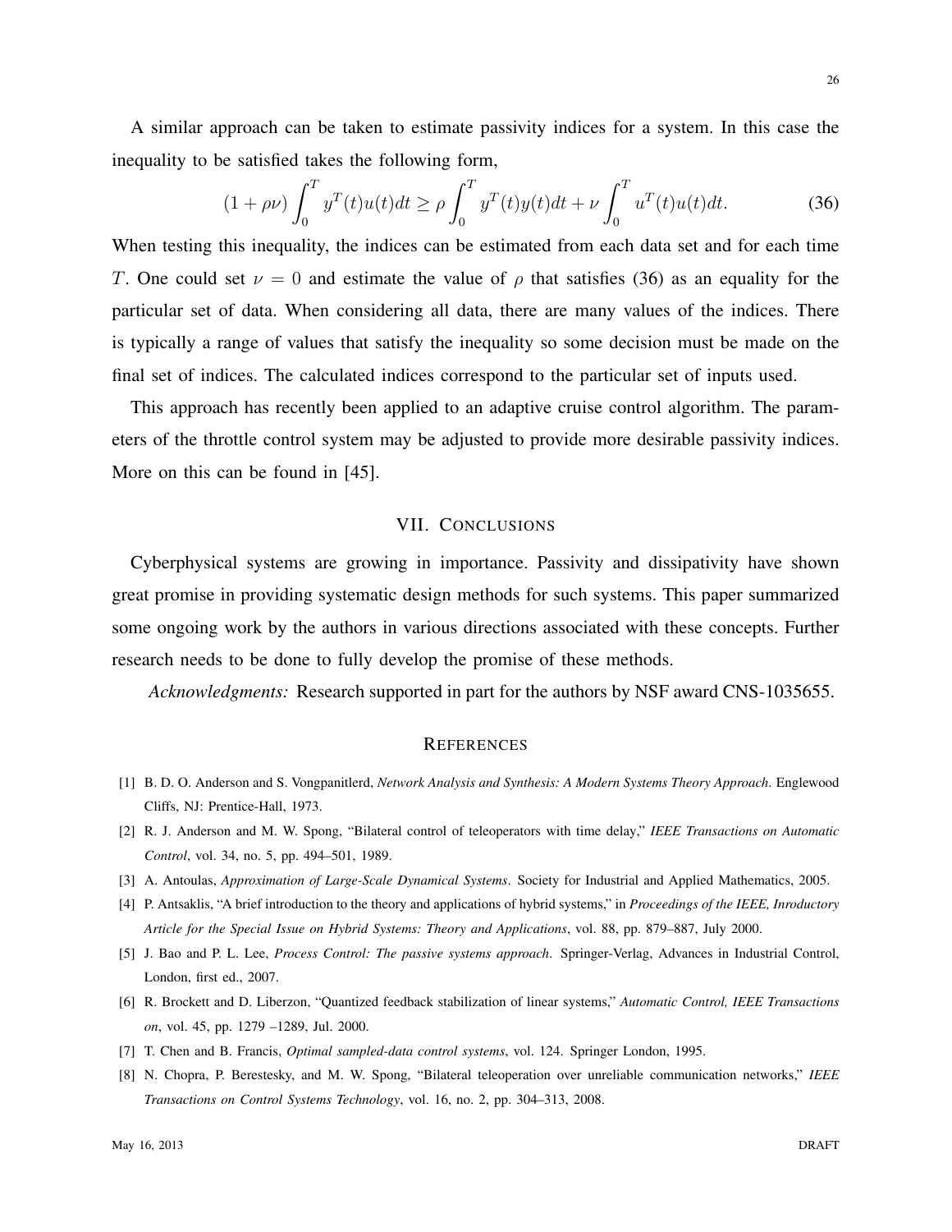A similar approach can be taken to estimate passivity indices for a system. In this case the inequality to be satisfied takes the following form,

$$(1+\rho\nu)\int_0^T y^T(t)u(t)dt \geq \rho\int_0^T y^T(t)y(t)dt + \nu\int_0^T u^T(t)u(t)dt. \tag{36}$$

When testing this inequality, the indices can be estimated from each data set and for each time $T$. One could set $\nu = 0$ and estimate the value of $\rho$ that satisfies (36) as an equality for the particular set of data. When considering all data, there are many values of the indices. There is typically a range of values that satisfy the inequality so some decision must be made on the final set of indices. The calculated indices correspond to the particular set of inputs used.

This approach has recently been applied to an adaptive cruise control algorithm. The parameters of the throttle control system may be adjusted to provide more desirable passivity indices. More on this can be found in [45].

## VII. Conclusions

Cyberphysical systems are growing in importance. Passivity and dissipativity have shown great promise in providing systematic design methods for such systems. This paper summarized some ongoing work by the authors in various directions associated with these concepts. Further research needs to be done to fully develop the promise of these methods.

*Acknowledgments:* Research supported in part for the authors by NSF award CNS-1035655.

## References

[1] B. D. O. Anderson and S. Vongpanitlerd, *Network Analysis and Synthesis: A Modern Systems Theory Approach*. Englewood Cliffs, NJ: Prentice-Hall, 1973.

[2] R. J. Anderson and M. W. Spong, "Bilateral control of teleoperators with time delay," *IEEE Transactions on Automatic Control*, vol. 34, no. 5, pp. 494–501, 1989.

[3] A. Antoulas, *Approximation of Large-Scale Dynamical Systems*. Society for Industrial and Applied Mathematics, 2005.

[4] P. Antsaklis, "A brief introduction to the theory and applications of hybrid systems," in *Proceedings of the IEEE, Inroductory Article for the Special Issue on Hybrid Systems: Theory and Applications*, vol. 88, pp. 879–887, July 2000.

[5] J. Bao and P. L. Lee, *Process Control: The passive systems approach*. Springer-Verlag, Advances in Industrial Control, London, first ed., 2007.

[6] R. Brockett and D. Liberzon, "Quantized feedback stabilization of linear systems," *Automatic Control, IEEE Transactions on*, vol. 45, pp. 1279 –1289, Jul. 2000.

[7] T. Chen and B. Francis, *Optimal sampled-data control systems*, vol. 124. Springer London, 1995.

[8] N. Chopra, P. Berestesky, and M. W. Spong, "Bilateral teleoperation over unreliable communication networks," *IEEE Transactions on Control Systems Technology*, vol. 16, no. 2, pp. 304–313, 2008.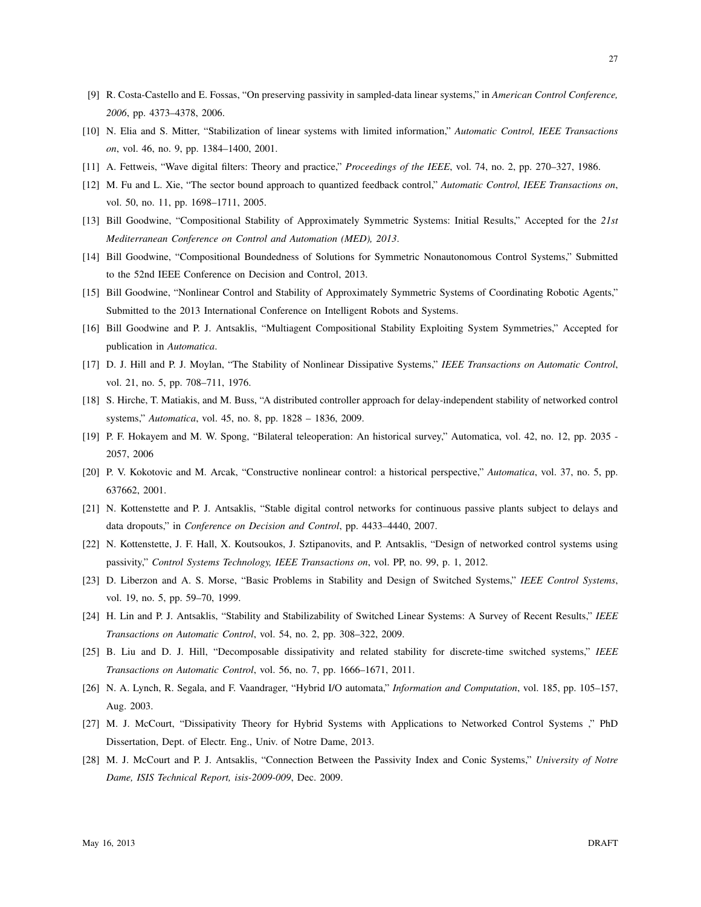[9] R. Costa-Castello and E. Fossas, "On preserving passivity in sampled-data linear systems," in *American Control Conference, 2006*, pp. 4373–4378, 2006.

[10] N. Elia and S. Mitter, "Stabilization of linear systems with limited information," *Automatic Control, IEEE Transactions on*, vol. 46, no. 9, pp. 1384–1400, 2001.

[11] A. Fettweis, "Wave digital filters: Theory and practice," *Proceedings of the IEEE*, vol. 74, no. 2, pp. 270–327, 1986.

[12] M. Fu and L. Xie, "The sector bound approach to quantized feedback control," *Automatic Control, IEEE Transactions on*, vol. 50, no. 11, pp. 1698–1711, 2005.

[13] Bill Goodwine, "Compositional Stability of Approximately Symmetric Systems: Initial Results," Accepted for the *21st Mediterranean Conference on Control and Automation (MED), 2013*.

[14] Bill Goodwine, "Compositional Boundedness of Solutions for Symmetric Nonautonomous Control Systems," Submitted to the 52nd IEEE Conference on Decision and Control, 2013.

[15] Bill Goodwine, "Nonlinear Control and Stability of Approximately Symmetric Systems of Coordinating Robotic Agents," Submitted to the 2013 International Conference on Intelligent Robots and Systems.

[16] Bill Goodwine and P. J. Antsaklis, "Multiagent Compositional Stability Exploiting System Symmetries," Accepted for publication in *Automatica*.

[17] D. J. Hill and P. J. Moylan, "The Stability of Nonlinear Dissipative Systems," *IEEE Transactions on Automatic Control*, vol. 21, no. 5, pp. 708–711, 1976.

[18] S. Hirche, T. Matiakis, and M. Buss, "A distributed controller approach for delay-independent stability of networked control systems," *Automatica*, vol. 45, no. 8, pp. 1828 – 1836, 2009.

[19] P. F. Hokayem and M. W. Spong, "Bilateral teleoperation: An historical survey," Automatica, vol. 42, no. 12, pp. 2035 - 2057, 2006

[20] P. V. Kokotovic and M. Arcak, "Constructive nonlinear control: a historical perspective," *Automatica*, vol. 37, no. 5, pp. 637662, 2001.

[21] N. Kottenstette and P. J. Antsaklis, "Stable digital control networks for continuous passive plants subject to delays and data dropouts," in *Conference on Decision and Control*, pp. 4433–4440, 2007.

[22] N. Kottenstette, J. F. Hall, X. Koutsoukos, J. Sztipanovits, and P. Antsaklis, "Design of networked control systems using passivity," *Control Systems Technology, IEEE Transactions on*, vol. PP, no. 99, p. 1, 2012.

[23] D. Liberzon and A. S. Morse, "Basic Problems in Stability and Design of Switched Systems," *IEEE Control Systems*, vol. 19, no. 5, pp. 59–70, 1999.

[24] H. Lin and P. J. Antsaklis, "Stability and Stabilizability of Switched Linear Systems: A Survey of Recent Results," *IEEE Transactions on Automatic Control*, vol. 54, no. 2, pp. 308–322, 2009.

[25] B. Liu and D. J. Hill, "Decomposable dissipativity and related stability for discrete-time switched systems," *IEEE Transactions on Automatic Control*, vol. 56, no. 7, pp. 1666–1671, 2011.

[26] N. A. Lynch, R. Segala, and F. Vaandrager, "Hybrid I/O automata," *Information and Computation*, vol. 185, pp. 105–157, Aug. 2003.

[27] M. J. McCourt, "Dissipativity Theory for Hybrid Systems with Applications to Networked Control Systems ," PhD Dissertation, Dept. of Electr. Eng., Univ. of Notre Dame, 2013.

[28] M. J. McCourt and P. J. Antsaklis, "Connection Between the Passivity Index and Conic Systems," *University of Notre Dame, ISIS Technical Report, isis-2009-009*, Dec. 2009.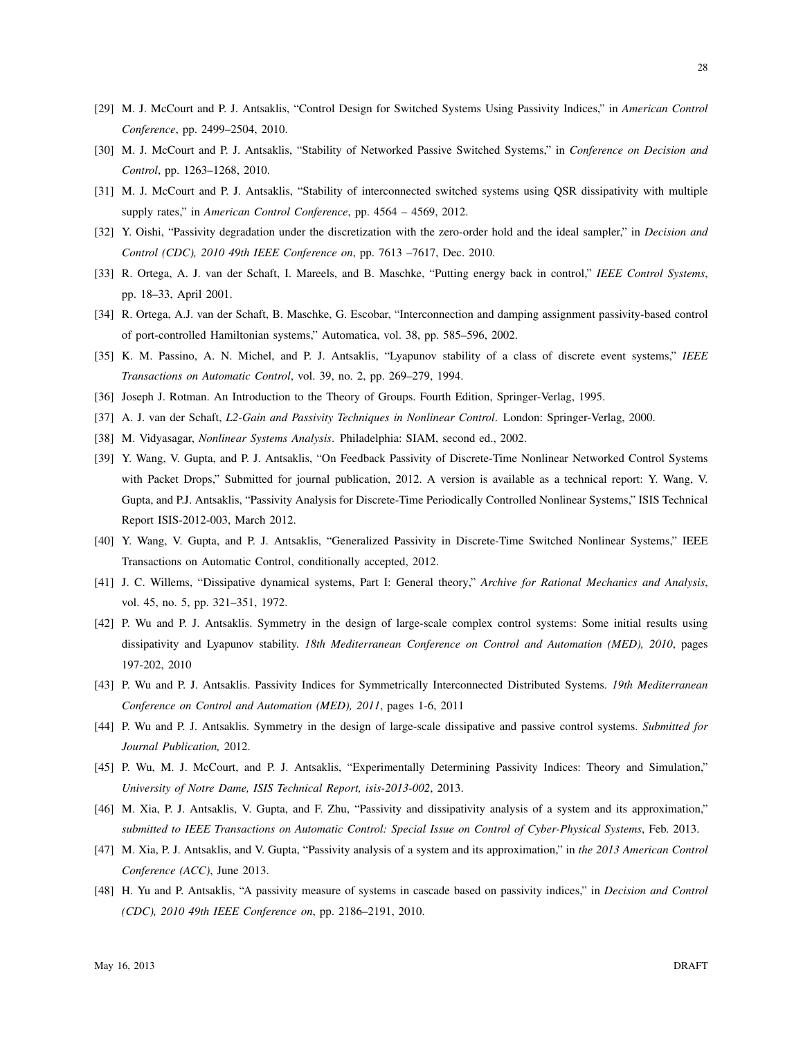[29] M. J. McCourt and P. J. Antsaklis, "Control Design for Switched Systems Using Passivity Indices," in *American Control Conference*, pp. 2499–2504, 2010.

[30] M. J. McCourt and P. J. Antsaklis, "Stability of Networked Passive Switched Systems," in *Conference on Decision and Control*, pp. 1263–1268, 2010.

[31] M. J. McCourt and P. J. Antsaklis, "Stability of interconnected switched systems using QSR dissipativity with multiple supply rates," in *American Control Conference*, pp. 4564 – 4569, 2012.

[32] Y. Oishi, "Passivity degradation under the discretization with the zero-order hold and the ideal sampler," in *Decision and Control (CDC), 2010 49th IEEE Conference on*, pp. 7613 –7617, Dec. 2010.

[33] R. Ortega, A. J. van der Schaft, I. Mareels, and B. Maschke, "Putting energy back in control," *IEEE Control Systems*, pp. 18–33, April 2001.

[34] R. Ortega, A.J. van der Schaft, B. Maschke, G. Escobar, "Interconnection and damping assignment passivity-based control of port-controlled Hamiltonian systems," Automatica, vol. 38, pp. 585–596, 2002.

[35] K. M. Passino, A. N. Michel, and P. J. Antsaklis, "Lyapunov stability of a class of discrete event systems," *IEEE Transactions on Automatic Control*, vol. 39, no. 2, pp. 269–279, 1994.

[36] Joseph J. Rotman. An Introduction to the Theory of Groups. Fourth Edition, Springer-Verlag, 1995.

[37] A. J. van der Schaft, *L2-Gain and Passivity Techniques in Nonlinear Control*. London: Springer-Verlag, 2000.

[38] M. Vidyasagar, *Nonlinear Systems Analysis*. Philadelphia: SIAM, second ed., 2002.

[39] Y. Wang, V. Gupta, and P. J. Antsaklis, "On Feedback Passivity of Discrete-Time Nonlinear Networked Control Systems with Packet Drops," Submitted for journal publication, 2012. A version is available as a technical report: Y. Wang, V. Gupta, and P.J. Antsaklis, "Passivity Analysis for Discrete-Time Periodically Controlled Nonlinear Systems," ISIS Technical Report ISIS-2012-003, March 2012.

[40] Y. Wang, V. Gupta, and P. J. Antsaklis, "Generalized Passivity in Discrete-Time Switched Nonlinear Systems," IEEE Transactions on Automatic Control, conditionally accepted, 2012.

[41] J. C. Willems, "Dissipative dynamical systems, Part I: General theory," *Archive for Rational Mechanics and Analysis*, vol. 45, no. 5, pp. 321–351, 1972.

[42] P. Wu and P. J. Antsaklis. Symmetry in the design of large-scale complex control systems: Some initial results using dissipativity and Lyapunov stability. *18th Mediterranean Conference on Control and Automation (MED), 2010*, pages 197-202, 2010

[43] P. Wu and P. J. Antsaklis. Passivity Indices for Symmetrically Interconnected Distributed Systems. *19th Mediterranean Conference on Control and Automation (MED), 2011*, pages 1-6, 2011

[44] P. Wu and P. J. Antsaklis. Symmetry in the design of large-scale dissipative and passive control systems. *Submitted for Journal Publication,* 2012.

[45] P. Wu, M. J. McCourt, and P. J. Antsaklis, "Experimentally Determining Passivity Indices: Theory and Simulation," *University of Notre Dame, ISIS Technical Report, isis-2013-002*, 2013.

[46] M. Xia, P. J. Antsaklis, V. Gupta, and F. Zhu, "Passivity and dissipativity analysis of a system and its approximation," *submitted to IEEE Transactions on Automatic Control: Special Issue on Control of Cyber-Physical Systems*, Feb. 2013.

[47] M. Xia, P. J. Antsaklis, and V. Gupta, "Passivity analysis of a system and its approximation," in *the 2013 American Control Conference (ACC)*, June 2013.

[48] H. Yu and P. Antsaklis, "A passivity measure of systems in cascade based on passivity indices," in *Decision and Control (CDC), 2010 49th IEEE Conference on*, pp. 2186–2191, 2010.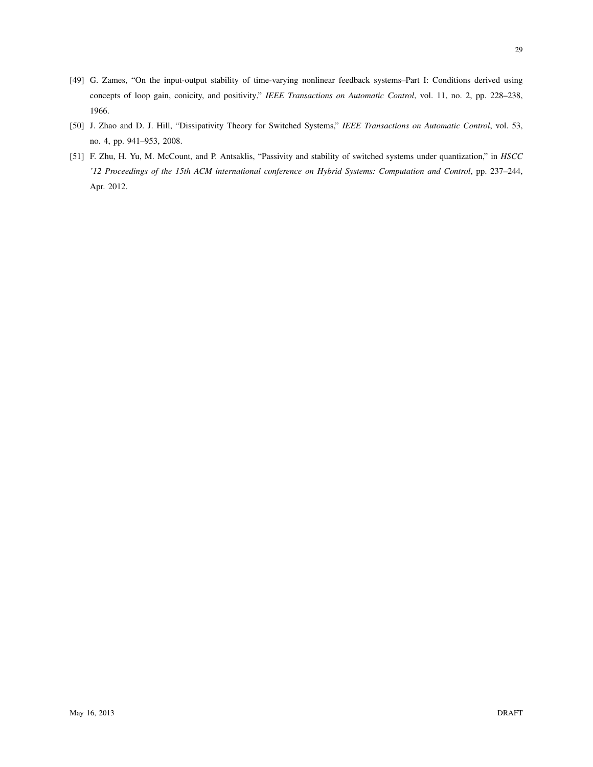[49] G. Zames, "On the input-output stability of time-varying nonlinear feedback systems–Part I: Conditions derived using concepts of loop gain, conicity, and positivity," *IEEE Transactions on Automatic Control*, vol. 11, no. 2, pp. 228–238, 1966.

[50] J. Zhao and D. J. Hill, "Dissipativity Theory for Switched Systems," *IEEE Transactions on Automatic Control*, vol. 53, no. 4, pp. 941–953, 2008.

[51] F. Zhu, H. Yu, M. McCount, and P. Antsaklis, "Passivity and stability of switched systems under quantization," in *HSCC '12 Proceedings of the 15th ACM international conference on Hybrid Systems: Computation and Control*, pp. 237–244, Apr. 2012.